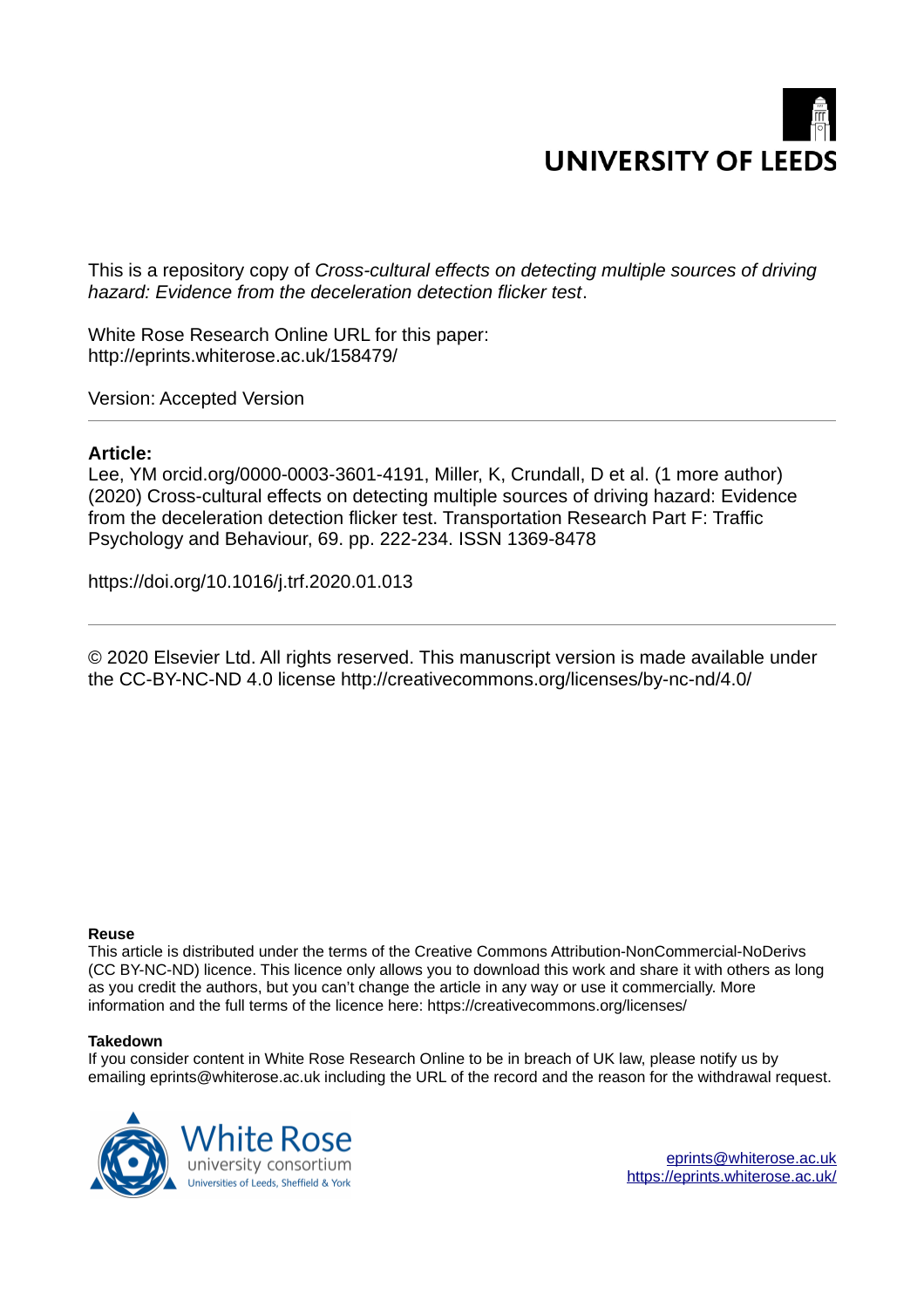UNIVERSITY OF LEEDS

This is a repository copy of *Cross-cultural effects on detecting multiple sources of driving hazard: Evidence from the deceleration detection flicker test*.

White Rose Research Online URL for this paper:
http://eprints.whiterose.ac.uk/158479/

Version: Accepted Version

---

**Article:**

Lee, YM orcid.org/0000-0003-3601-4191, Miller, K, Crundall, D et al. (1 more author) (2020) Cross-cultural effects on detecting multiple sources of driving hazard: Evidence from the deceleration detection flicker test. Transportation Research Part F: Traffic Psychology and Behaviour, 69. pp. 222-234. ISSN 1369-8478

https://doi.org/10.1016/j.trf.2020.01.013

---

© 2020 Elsevier Ltd. All rights reserved. This manuscript version is made available under the CC-BY-NC-ND 4.0 license http://creativecommons.org/licenses/by-nc-nd/4.0/

**Reuse**

This article is distributed under the terms of the Creative Commons Attribution-NonCommercial-NoDerivs (CC BY-NC-ND) licence. This licence only allows you to download this work and share it with others as long as you credit the authors, but you can't change the article in any way or use it commercially. More information and the full terms of the licence here: https://creativecommons.org/licenses/

**Takedown**

If you consider content in White Rose Research Online to be in breach of UK law, please notify us by emailing eprints@whiterose.ac.uk including the URL of the record and the reason for the withdrawal request.

White Rose university consortium
Universities of Leeds, Sheffield & York

eprints@whiterose.ac.uk
https://eprints.whiterose.ac.uk/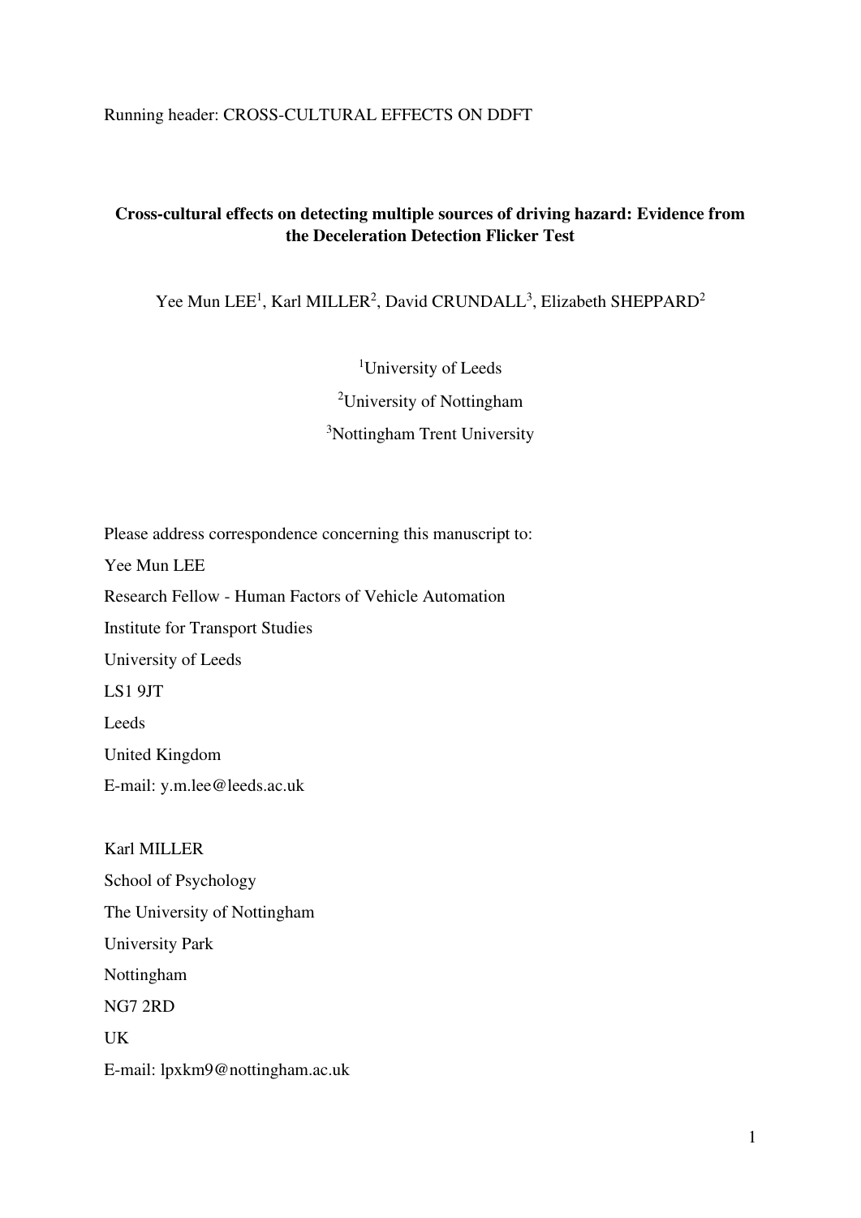Running header: CROSS-CULTURAL EFFECTS ON DDFT

**Cross-cultural effects on detecting multiple sources of driving hazard: Evidence from the Deceleration Detection Flicker Test**

Yee Mun LEE[1], Karl MILLER[2], David CRUNDALL[3], Elizabeth SHEPPARD[2]

[1]University of Leeds

[2]University of Nottingham

[3]Nottingham Trent University

Please address correspondence concerning this manuscript to:

Yee Mun LEE

Research Fellow - Human Factors of Vehicle Automation

Institute for Transport Studies

University of Leeds

LS1 9JT

Leeds

United Kingdom

E-mail: y.m.lee@leeds.ac.uk

Karl MILLER

School of Psychology

The University of Nottingham

University Park

Nottingham

NG7 2RD

UK

E-mail: lpxkm9@nottingham.ac.uk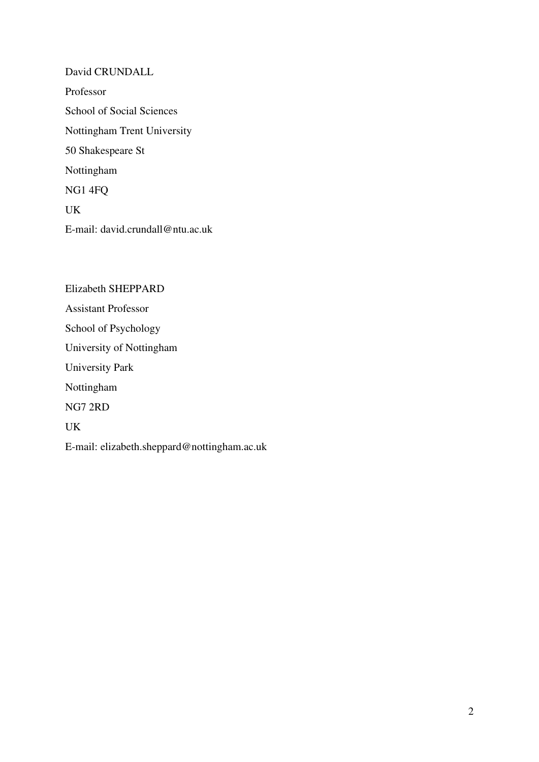David CRUNDALL

Professor

School of Social Sciences

Nottingham Trent University

50 Shakespeare St

Nottingham

NG1 4FQ

UK

E-mail: david.crundall@ntu.ac.uk

Elizabeth SHEPPARD

Assistant Professor

School of Psychology

University of Nottingham

University Park

Nottingham

NG7 2RD

UK

E-mail: elizabeth.sheppard@nottingham.ac.uk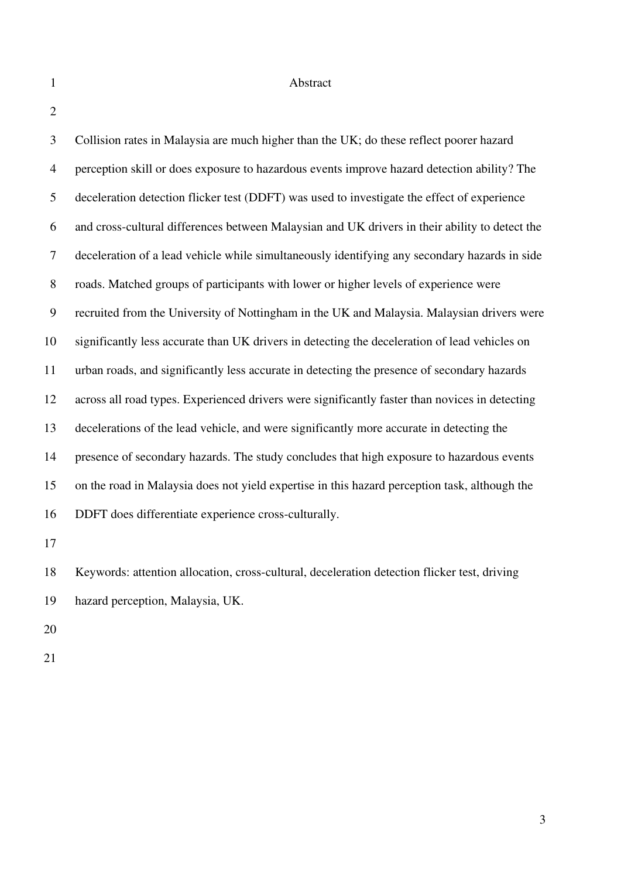# Abstract

Collision rates in Malaysia are much higher than the UK; do these reflect poorer hazard perception skill or does exposure to hazardous events improve hazard detection ability? The deceleration detection flicker test (DDFT) was used to investigate the effect of experience and cross-cultural differences between Malaysian and UK drivers in their ability to detect the deceleration of a lead vehicle while simultaneously identifying any secondary hazards in side roads. Matched groups of participants with lower or higher levels of experience were recruited from the University of Nottingham in the UK and Malaysia. Malaysian drivers were significantly less accurate than UK drivers in detecting the deceleration of lead vehicles on urban roads, and significantly less accurate in detecting the presence of secondary hazards across all road types. Experienced drivers were significantly faster than novices in detecting decelerations of the lead vehicle, and were significantly more accurate in detecting the presence of secondary hazards. The study concludes that high exposure to hazardous events on the road in Malaysia does not yield expertise in this hazard perception task, although the DDFT does differentiate experience cross-culturally.

Keywords: attention allocation, cross-cultural, deceleration detection flicker test, driving hazard perception, Malaysia, UK.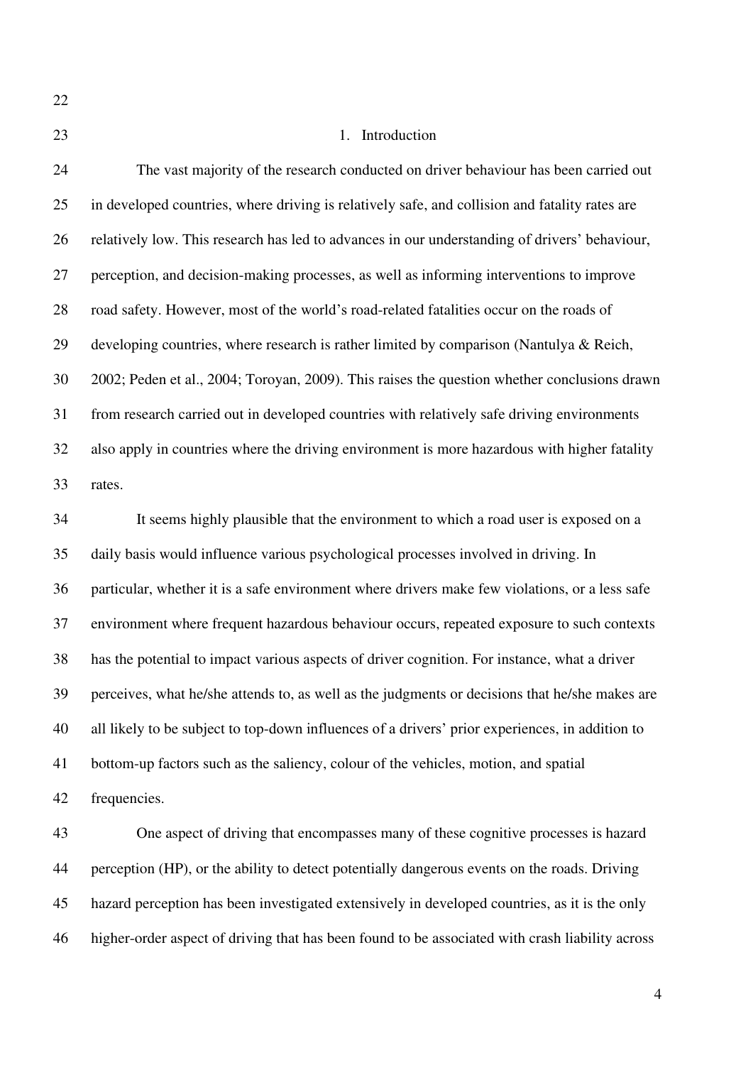# 1. Introduction

The vast majority of the research conducted on driver behaviour has been carried out in developed countries, where driving is relatively safe, and collision and fatality rates are relatively low. This research has led to advances in our understanding of drivers' behaviour, perception, and decision-making processes, as well as informing interventions to improve road safety. However, most of the world's road-related fatalities occur on the roads of developing countries, where research is rather limited by comparison (Nantulya & Reich, 2002; Peden et al., 2004; Toroyan, 2009). This raises the question whether conclusions drawn from research carried out in developed countries with relatively safe driving environments also apply in countries where the driving environment is more hazardous with higher fatality rates.

It seems highly plausible that the environment to which a road user is exposed on a daily basis would influence various psychological processes involved in driving. In particular, whether it is a safe environment where drivers make few violations, or a less safe environment where frequent hazardous behaviour occurs, repeated exposure to such contexts has the potential to impact various aspects of driver cognition. For instance, what a driver perceives, what he/she attends to, as well as the judgments or decisions that he/she makes are all likely to be subject to top-down influences of a drivers' prior experiences, in addition to bottom-up factors such as the saliency, colour of the vehicles, motion, and spatial frequencies.

One aspect of driving that encompasses many of these cognitive processes is hazard perception (HP), or the ability to detect potentially dangerous events on the roads. Driving hazard perception has been investigated extensively in developed countries, as it is the only higher-order aspect of driving that has been found to be associated with crash liability across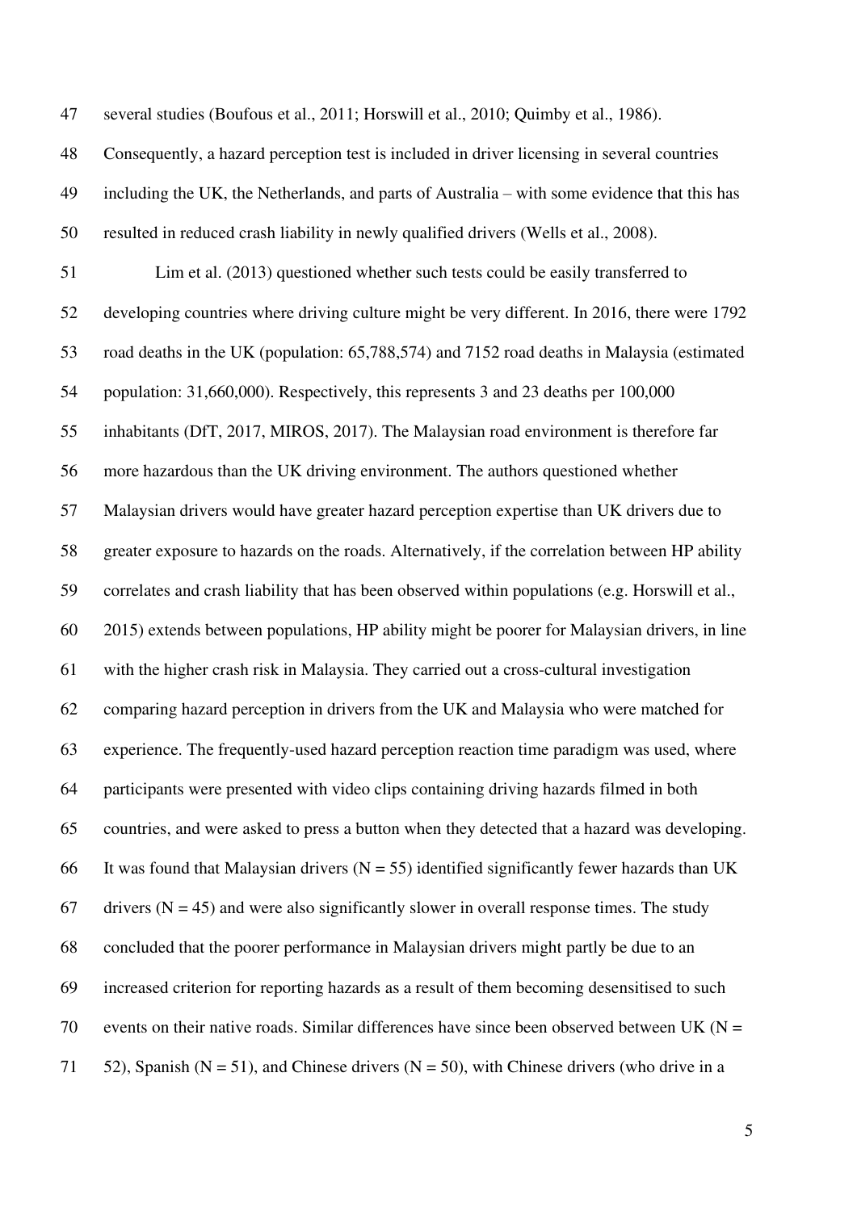several studies (Boufous et al., 2011; Horswill et al., 2010; Quimby et al., 1986). Consequently, a hazard perception test is included in driver licensing in several countries including the UK, the Netherlands, and parts of Australia – with some evidence that this has resulted in reduced crash liability in newly qualified drivers (Wells et al., 2008).

Lim et al. (2013) questioned whether such tests could be easily transferred to developing countries where driving culture might be very different. In 2016, there were 1792 road deaths in the UK (population: 65,788,574) and 7152 road deaths in Malaysia (estimated population: 31,660,000). Respectively, this represents 3 and 23 deaths per 100,000 inhabitants (DfT, 2017, MIROS, 2017). The Malaysian road environment is therefore far more hazardous than the UK driving environment. The authors questioned whether Malaysian drivers would have greater hazard perception expertise than UK drivers due to greater exposure to hazards on the roads. Alternatively, if the correlation between HP ability correlates and crash liability that has been observed within populations (e.g. Horswill et al., 2015) extends between populations, HP ability might be poorer for Malaysian drivers, in line with the higher crash risk in Malaysia. They carried out a cross-cultural investigation comparing hazard perception in drivers from the UK and Malaysia who were matched for experience. The frequently-used hazard perception reaction time paradigm was used, where participants were presented with video clips containing driving hazards filmed in both countries, and were asked to press a button when they detected that a hazard was developing. It was found that Malaysian drivers (N = 55) identified significantly fewer hazards than UK drivers (N = 45) and were also significantly slower in overall response times. The study concluded that the poorer performance in Malaysian drivers might partly be due to an increased criterion for reporting hazards as a result of them becoming desensitised to such events on their native roads. Similar differences have since been observed between UK (N = 52), Spanish (N = 51), and Chinese drivers (N = 50), with Chinese drivers (who drive in a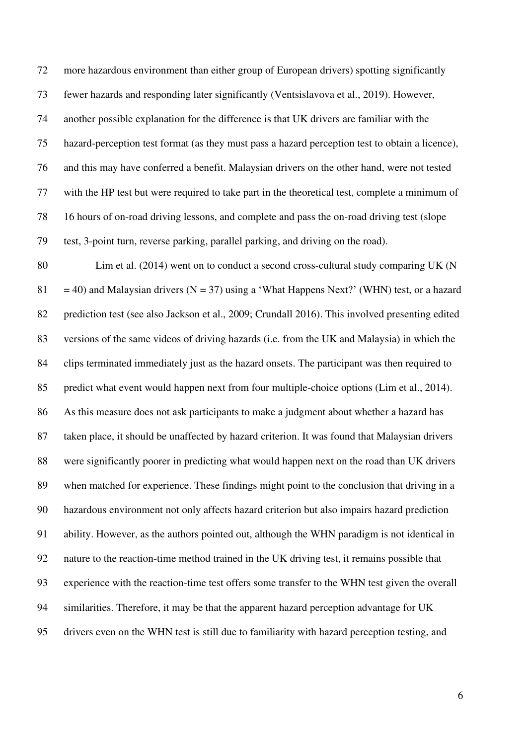more hazardous environment than either group of European drivers) spotting significantly fewer hazards and responding later significantly (Ventsislavova et al., 2019). However, another possible explanation for the difference is that UK drivers are familiar with the hazard-perception test format (as they must pass a hazard perception test to obtain a licence), and this may have conferred a benefit. Malaysian drivers on the other hand, were not tested with the HP test but were required to take part in the theoretical test, complete a minimum of 16 hours of on-road driving lessons, and complete and pass the on-road driving test (slope test, 3-point turn, reverse parking, parallel parking, and driving on the road).

Lim et al. (2014) went on to conduct a second cross-cultural study comparing UK (N = 40) and Malaysian drivers (N = 37) using a 'What Happens Next?' (WHN) test, or a hazard prediction test (see also Jackson et al., 2009; Crundall 2016). This involved presenting edited versions of the same videos of driving hazards (i.e. from the UK and Malaysia) in which the clips terminated immediately just as the hazard onsets. The participant was then required to predict what event would happen next from four multiple-choice options (Lim et al., 2014). As this measure does not ask participants to make a judgment about whether a hazard has taken place, it should be unaffected by hazard criterion. It was found that Malaysian drivers were significantly poorer in predicting what would happen next on the road than UK drivers when matched for experience. These findings might point to the conclusion that driving in a hazardous environment not only affects hazard criterion but also impairs hazard prediction ability. However, as the authors pointed out, although the WHN paradigm is not identical in nature to the reaction-time method trained in the UK driving test, it remains possible that experience with the reaction-time test offers some transfer to the WHN test given the overall similarities. Therefore, it may be that the apparent hazard perception advantage for UK drivers even on the WHN test is still due to familiarity with hazard perception testing, and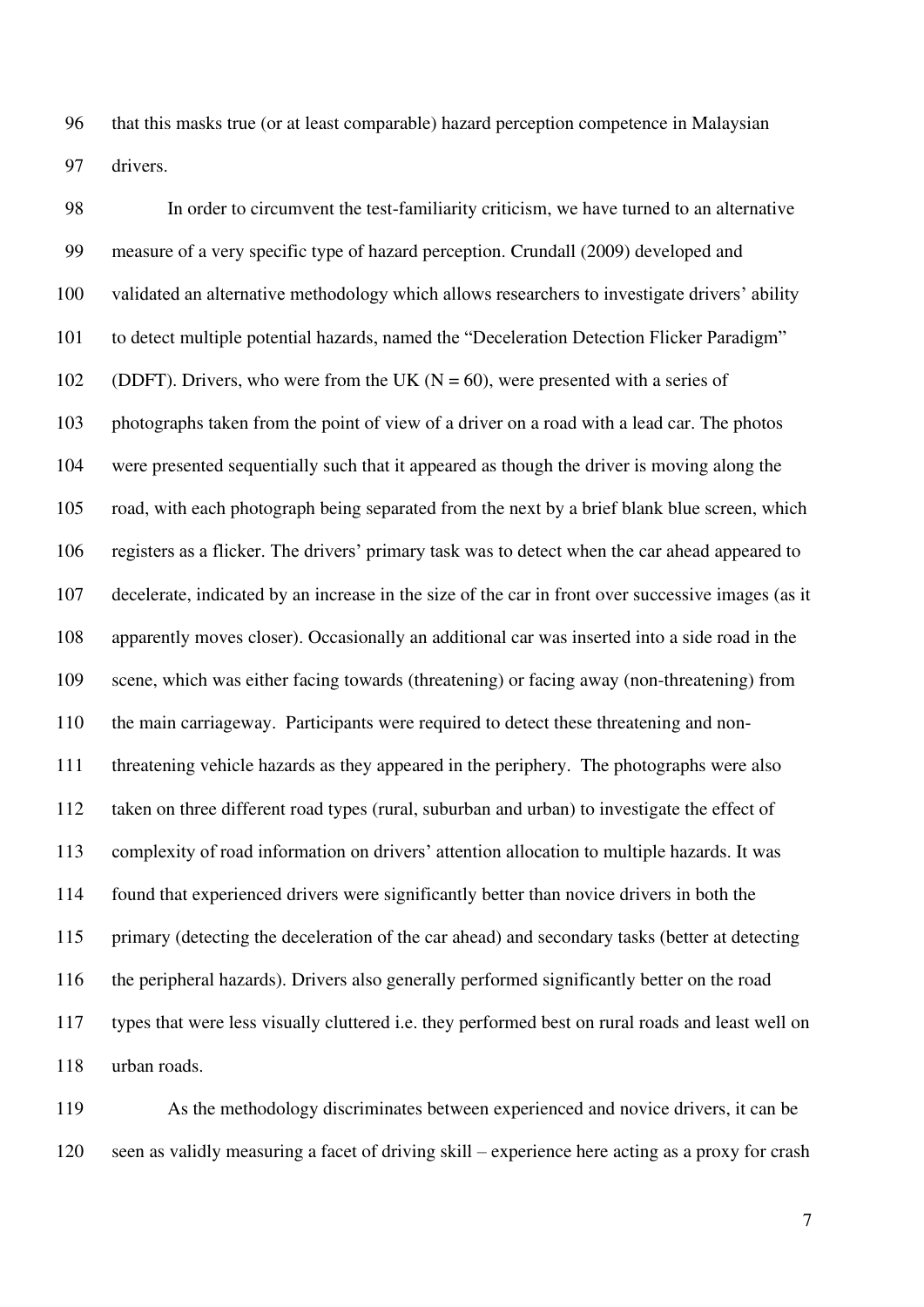that this masks true (or at least comparable) hazard perception competence in Malaysian drivers.

In order to circumvent the test-familiarity criticism, we have turned to an alternative measure of a very specific type of hazard perception. Crundall (2009) developed and validated an alternative methodology which allows researchers to investigate drivers' ability to detect multiple potential hazards, named the "Deceleration Detection Flicker Paradigm" (DDFT). Drivers, who were from the UK ($N = 60$), were presented with a series of photographs taken from the point of view of a driver on a road with a lead car. The photos were presented sequentially such that it appeared as though the driver is moving along the road, with each photograph being separated from the next by a brief blank blue screen, which registers as a flicker. The drivers' primary task was to detect when the car ahead appeared to decelerate, indicated by an increase in the size of the car in front over successive images (as it apparently moves closer). Occasionally an additional car was inserted into a side road in the scene, which was either facing towards (threatening) or facing away (non-threatening) from the main carriageway. Participants were required to detect these threatening and non-threatening vehicle hazards as they appeared in the periphery. The photographs were also taken on three different road types (rural, suburban and urban) to investigate the effect of complexity of road information on drivers' attention allocation to multiple hazards. It was found that experienced drivers were significantly better than novice drivers in both the primary (detecting the deceleration of the car ahead) and secondary tasks (better at detecting the peripheral hazards). Drivers also generally performed significantly better on the road types that were less visually cluttered i.e. they performed best on rural roads and least well on urban roads.

As the methodology discriminates between experienced and novice drivers, it can be seen as validly measuring a facet of driving skill – experience here acting as a proxy for crash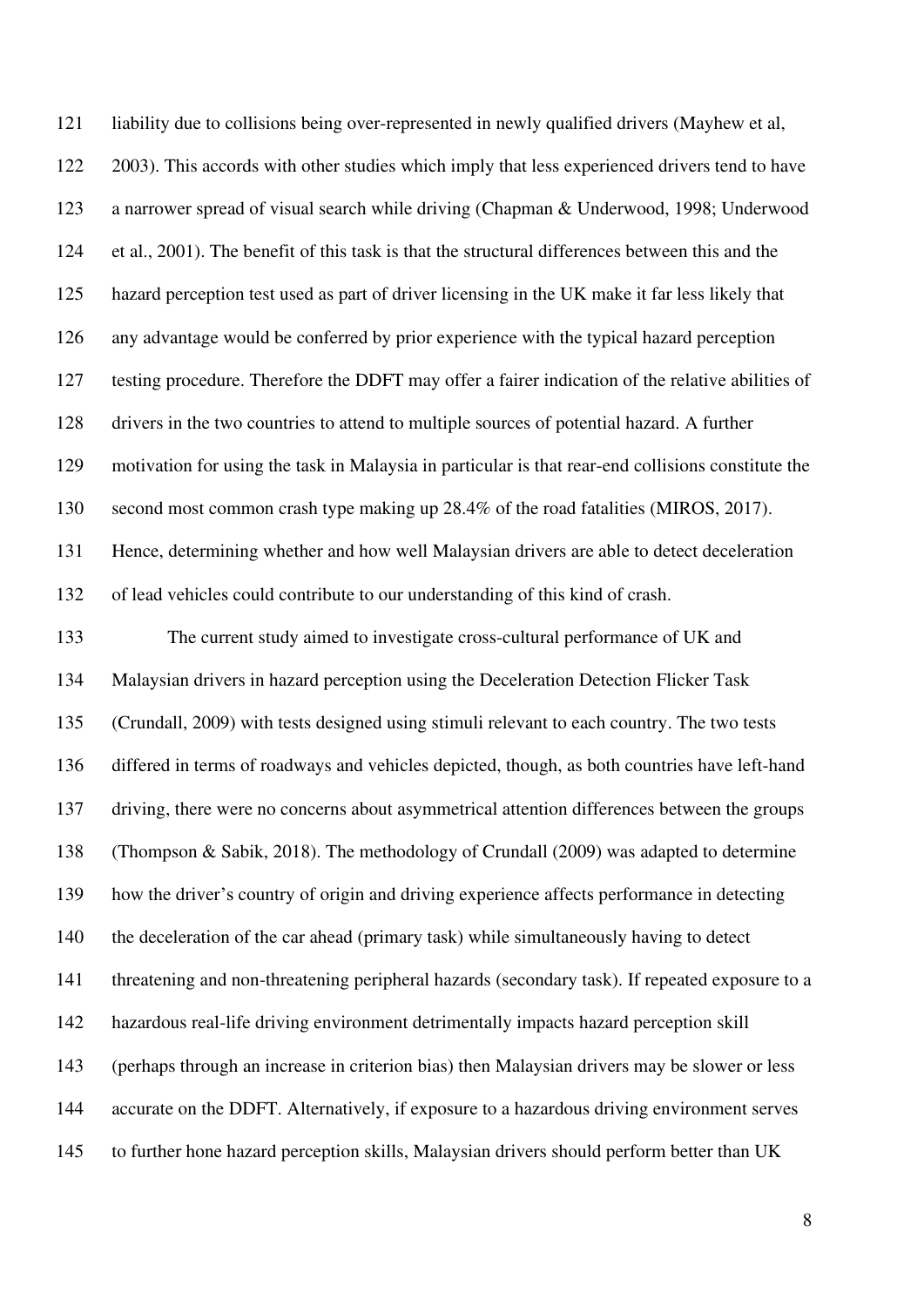liability due to collisions being over-represented in newly qualified drivers (Mayhew et al, 2003). This accords with other studies which imply that less experienced drivers tend to have a narrower spread of visual search while driving (Chapman & Underwood, 1998; Underwood et al., 2001). The benefit of this task is that the structural differences between this and the hazard perception test used as part of driver licensing in the UK make it far less likely that any advantage would be conferred by prior experience with the typical hazard perception testing procedure. Therefore the DDFT may offer a fairer indication of the relative abilities of drivers in the two countries to attend to multiple sources of potential hazard. A further motivation for using the task in Malaysia in particular is that rear-end collisions constitute the second most common crash type making up 28.4% of the road fatalities (MIROS, 2017). Hence, determining whether and how well Malaysian drivers are able to detect deceleration of lead vehicles could contribute to our understanding of this kind of crash.

The current study aimed to investigate cross-cultural performance of UK and Malaysian drivers in hazard perception using the Deceleration Detection Flicker Task (Crundall, 2009) with tests designed using stimuli relevant to each country. The two tests differed in terms of roadways and vehicles depicted, though, as both countries have left-hand driving, there were no concerns about asymmetrical attention differences between the groups (Thompson & Sabik, 2018). The methodology of Crundall (2009) was adapted to determine how the driver's country of origin and driving experience affects performance in detecting the deceleration of the car ahead (primary task) while simultaneously having to detect threatening and non-threatening peripheral hazards (secondary task). If repeated exposure to a hazardous real-life driving environment detrimentally impacts hazard perception skill (perhaps through an increase in criterion bias) then Malaysian drivers may be slower or less accurate on the DDFT. Alternatively, if exposure to a hazardous driving environment serves to further hone hazard perception skills, Malaysian drivers should perform better than UK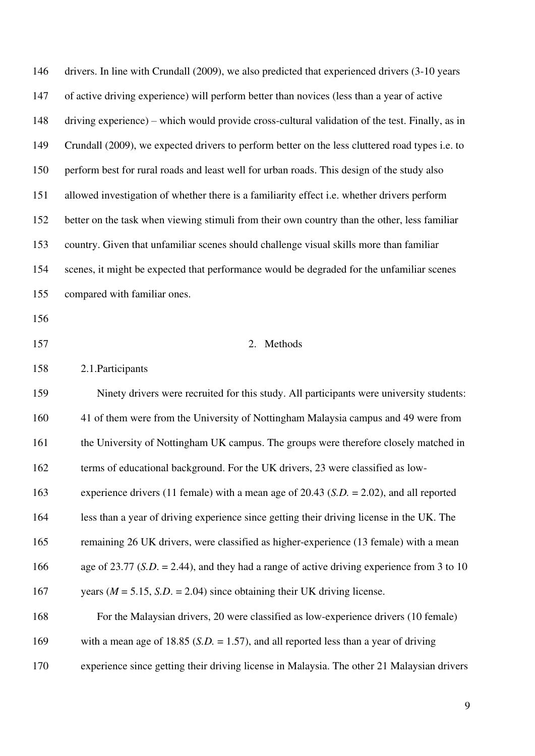drivers. In line with Crundall (2009), we also predicted that experienced drivers (3-10 years of active driving experience) will perform better than novices (less than a year of active driving experience) – which would provide cross-cultural validation of the test. Finally, as in Crundall (2009), we expected drivers to perform better on the less cluttered road types i.e. to perform best for rural roads and least well for urban roads. This design of the study also allowed investigation of whether there is a familiarity effect i.e. whether drivers perform better on the task when viewing stimuli from their own country than the other, less familiar country. Given that unfamiliar scenes should challenge visual skills more than familiar scenes, it might be expected that performance would be degraded for the unfamiliar scenes compared with familiar ones.

## 2. Methods

### 2.1. Participants

Ninety drivers were recruited for this study. All participants were university students: 41 of them were from the University of Nottingham Malaysia campus and 49 were from the University of Nottingham UK campus. The groups were therefore closely matched in terms of educational background. For the UK drivers, 23 were classified as low-experience drivers (11 female) with a mean age of 20.43 (*S.D.* = 2.02), and all reported less than a year of driving experience since getting their driving license in the UK. The remaining 26 UK drivers, were classified as higher-experience (13 female) with a mean age of 23.77 (*S.D.* = 2.44), and they had a range of active driving experience from 3 to 10 years (*M* = 5.15, *S.D.* = 2.04) since obtaining their UK driving license.

For the Malaysian drivers, 20 were classified as low-experience drivers (10 female) with a mean age of 18.85 (*S.D.* = 1.57), and all reported less than a year of driving experience since getting their driving license in Malaysia. The other 21 Malaysian drivers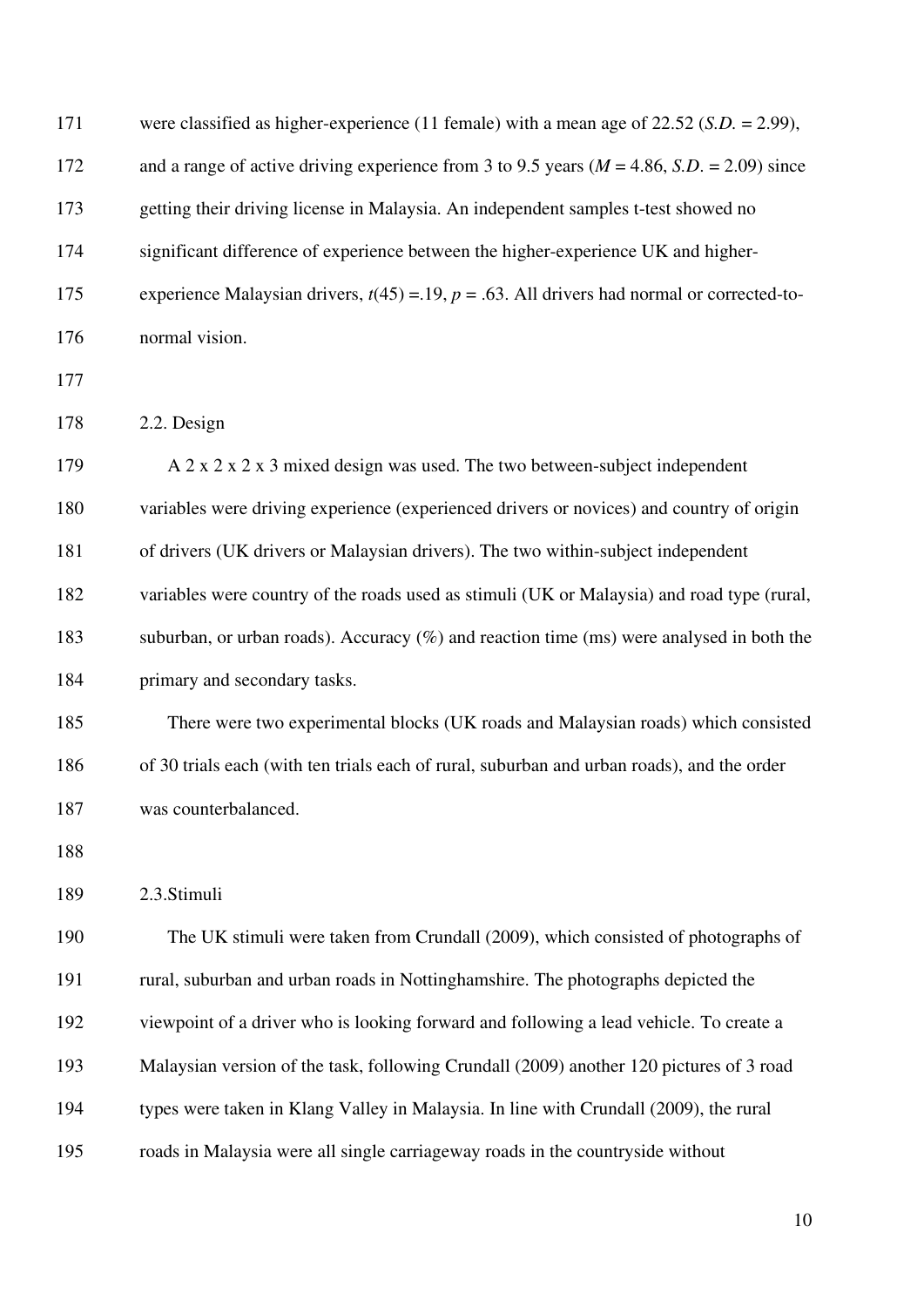were classified as higher-experience (11 female) with a mean age of 22.52 (*S.D.* = 2.99), and a range of active driving experience from 3 to 9.5 years (*M* = 4.86, *S.D*. = 2.09) since getting their driving license in Malaysia. An independent samples t-test showed no significant difference of experience between the higher-experience UK and higher-experience Malaysian drivers, $t(45) = .19$, $p = .63$. All drivers had normal or corrected-to-normal vision.

## 2.2. Design

A 2 x 2 x 2 x 3 mixed design was used. The two between-subject independent variables were driving experience (experienced drivers or novices) and country of origin of drivers (UK drivers or Malaysian drivers). The two within-subject independent variables were country of the roads used as stimuli (UK or Malaysia) and road type (rural, suburban, or urban roads). Accuracy (%) and reaction time (ms) were analysed in both the primary and secondary tasks.

There were two experimental blocks (UK roads and Malaysian roads) which consisted of 30 trials each (with ten trials each of rural, suburban and urban roads), and the order was counterbalanced.

## 2.3.Stimuli

The UK stimuli were taken from Crundall (2009), which consisted of photographs of rural, suburban and urban roads in Nottinghamshire. The photographs depicted the viewpoint of a driver who is looking forward and following a lead vehicle. To create a Malaysian version of the task, following Crundall (2009) another 120 pictures of 3 road types were taken in Klang Valley in Malaysia. In line with Crundall (2009), the rural roads in Malaysia were all single carriageway roads in the countryside without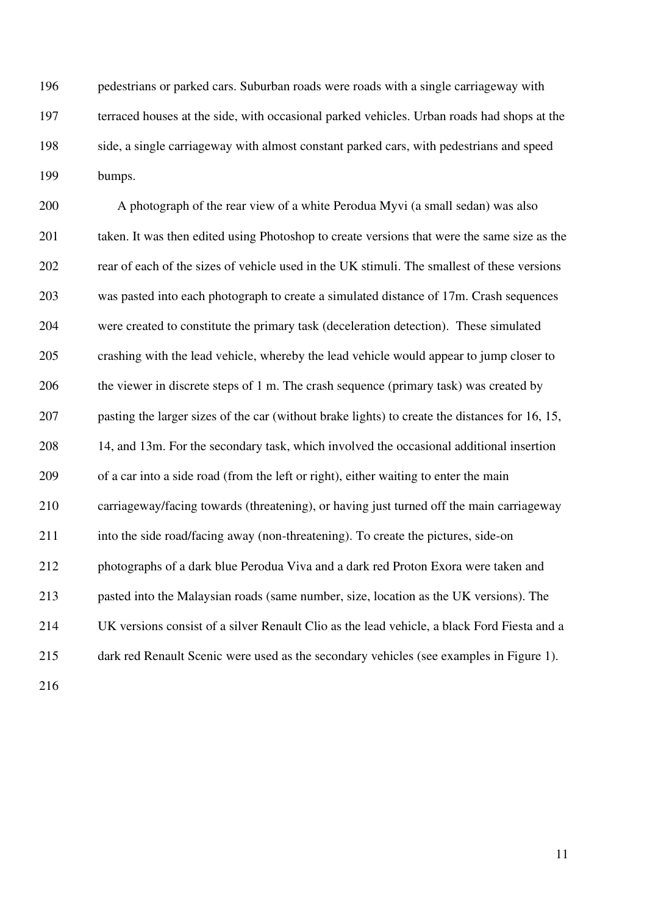pedestrians or parked cars. Suburban roads were roads with a single carriageway with terraced houses at the side, with occasional parked vehicles. Urban roads had shops at the side, a single carriageway with almost constant parked cars, with pedestrians and speed bumps.

A photograph of the rear view of a white Perodua Myvi (a small sedan) was also taken. It was then edited using Photoshop to create versions that were the same size as the rear of each of the sizes of vehicle used in the UK stimuli. The smallest of these versions was pasted into each photograph to create a simulated distance of 17m. Crash sequences were created to constitute the primary task (deceleration detection). These simulated crashing with the lead vehicle, whereby the lead vehicle would appear to jump closer to the viewer in discrete steps of 1 m. The crash sequence (primary task) was created by pasting the larger sizes of the car (without brake lights) to create the distances for 16, 15, 14, and 13m. For the secondary task, which involved the occasional additional insertion of a car into a side road (from the left or right), either waiting to enter the main carriageway/facing towards (threatening), or having just turned off the main carriageway into the side road/facing away (non-threatening). To create the pictures, side-on photographs of a dark blue Perodua Viva and a dark red Proton Exora were taken and pasted into the Malaysian roads (same number, size, location as the UK versions). The UK versions consist of a silver Renault Clio as the lead vehicle, a black Ford Fiesta and a dark red Renault Scenic were used as the secondary vehicles (see examples in Figure 1).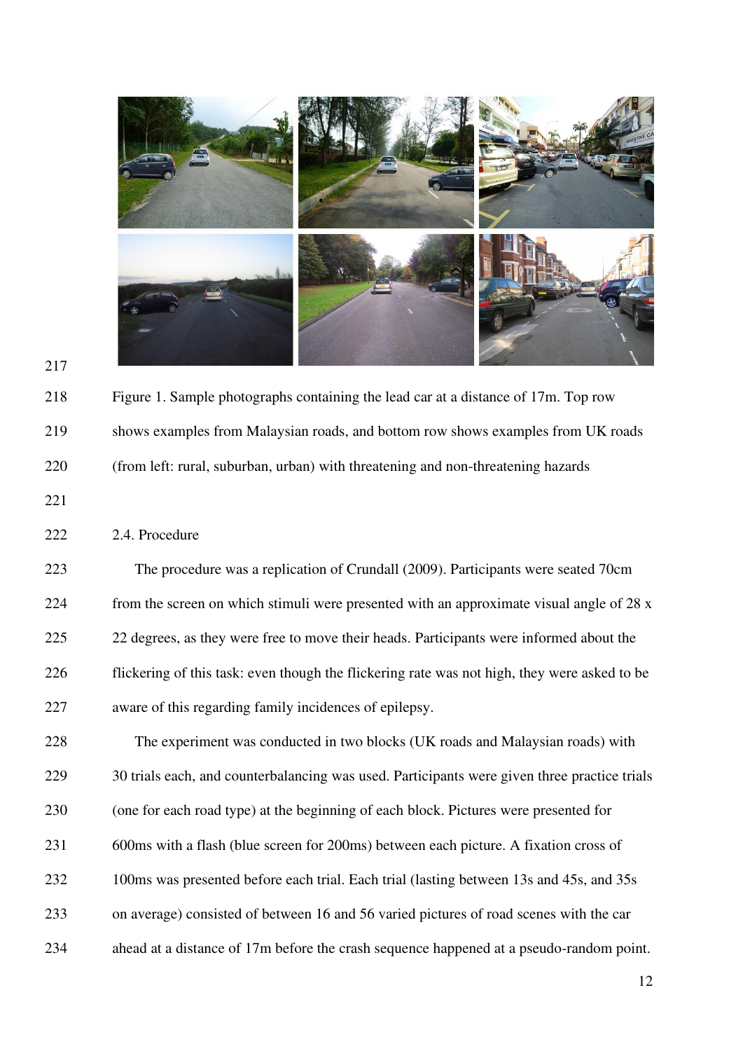Figure 1. Sample photographs containing the lead car at a distance of 17m. Top row shows examples from Malaysian roads, and bottom row shows examples from UK roads (from left: rural, suburban, urban) with threatening and non-threatening hazards

2.4. Procedure

The procedure was a replication of Crundall (2009). Participants were seated 70cm from the screen on which stimuli were presented with an approximate visual angle of 28 x 22 degrees, as they were free to move their heads. Participants were informed about the flickering of this task: even though the flickering rate was not high, they were asked to be aware of this regarding family incidences of epilepsy.

The experiment was conducted in two blocks (UK roads and Malaysian roads) with 30 trials each, and counterbalancing was used. Participants were given three practice trials (one for each road type) at the beginning of each block. Pictures were presented for 600ms with a flash (blue screen for 200ms) between each picture. A fixation cross of 100ms was presented before each trial. Each trial (lasting between 13s and 45s, and 35s on average) consisted of between 16 and 56 varied pictures of road scenes with the car ahead at a distance of 17m before the crash sequence happened at a pseudo-random point.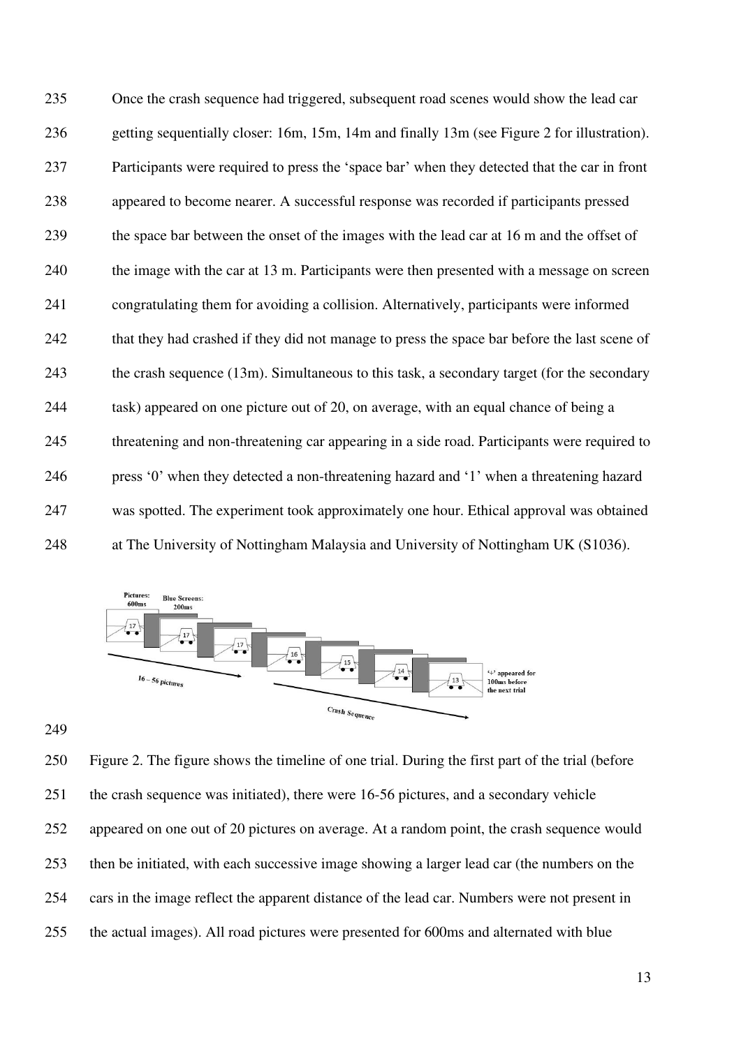Once the crash sequence had triggered, subsequent road scenes would show the lead car getting sequentially closer: 16m, 15m, 14m and finally 13m (see Figure 2 for illustration). Participants were required to press the 'space bar' when they detected that the car in front appeared to become nearer. A successful response was recorded if participants pressed the space bar between the onset of the images with the lead car at 16 m and the offset of the image with the car at 13 m. Participants were then presented with a message on screen congratulating them for avoiding a collision. Alternatively, participants were informed that they had crashed if they did not manage to press the space bar before the last scene of the crash sequence (13m). Simultaneous to this task, a secondary target (for the secondary task) appeared on one picture out of 20, on average, with an equal chance of being a threatening and non-threatening car appearing in a side road. Participants were required to press '0' when they detected a non-threatening hazard and '1' when a threatening hazard was spotted. The experiment took approximately one hour. Ethical approval was obtained at The University of Nottingham Malaysia and University of Nottingham UK (S1036).

Figure 2. The figure shows the timeline of one trial. During the first part of the trial (before the crash sequence was initiated), there were 16-56 pictures, and a secondary vehicle appeared on one out of 20 pictures on average. At a random point, the crash sequence would then be initiated, with each successive image showing a larger lead car (the numbers on the cars in the image reflect the apparent distance of the lead car. Numbers were not present in the actual images). All road pictures were presented for 600ms and alternated with blue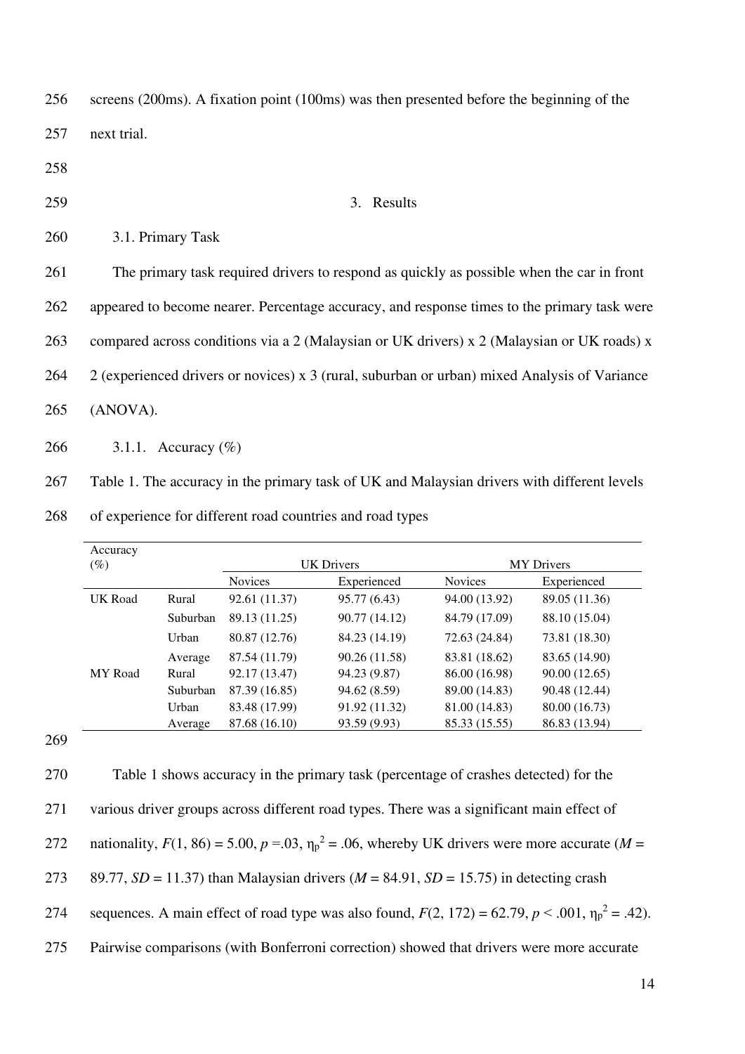screens (200ms). A fixation point (100ms) was then presented before the beginning of the next trial.

# 3. Results

## 3.1. Primary Task

The primary task required drivers to respond as quickly as possible when the car in front appeared to become nearer. Percentage accuracy, and response times to the primary task were compared across conditions via a 2 (Malaysian or UK drivers) x 2 (Malaysian or UK roads) x 2 (experienced drivers or novices) x 3 (rural, suburban or urban) mixed Analysis of Variance (ANOVA).

### 3.1.1. Accuracy (%)

Table 1. The accuracy in the primary task of UK and Malaysian drivers with different levels of experience for different road countries and road types

| Accuracy (%) | | UK Drivers | | MY Drivers | |
|---|---|---|---|---|---|
| | | Novices | Experienced | Novices | Experienced |
| UK Road | Rural | 92.61 (11.37) | 95.77 (6.43) | 94.00 (13.92) | 89.05 (11.36) |
| | Suburban | 89.13 (11.25) | 90.77 (14.12) | 84.79 (17.09) | 88.10 (15.04) |
| | Urban | 80.87 (12.76) | 84.23 (14.19) | 72.63 (24.84) | 73.81 (18.30) |
| | Average | 87.54 (11.79) | 90.26 (11.58) | 83.81 (18.62) | 83.65 (14.90) |
| MY Road | Rural | 92.17 (13.47) | 94.23 (9.87) | 86.00 (16.98) | 90.00 (12.65) |
| | Suburban | 87.39 (16.85) | 94.62 (8.59) | 89.00 (14.83) | 90.48 (12.44) |
| | Urban | 83.48 (17.99) | 91.92 (11.32) | 81.00 (14.83) | 80.00 (16.73) |
| | Average | 87.68 (16.10) | 93.59 (9.93) | 85.33 (15.55) | 86.83 (13.94) |

Table 1 shows accuracy in the primary task (percentage of crashes detected) for the various driver groups across different road types. There was a significant main effect of nationality, $F(1, 86) = 5.00$, $p = .03$, $\eta_p^2 = .06$, whereby UK drivers were more accurate ($M$ = 89.77, $SD$ = 11.37) than Malaysian drivers ($M$ = 84.91, $SD$ = 15.75) in detecting crash sequences. A main effect of road type was also found, $F(2, 172) = 62.79$, $p < .001$, $\eta_p^2 = .42$). Pairwise comparisons (with Bonferroni correction) showed that drivers were more accurate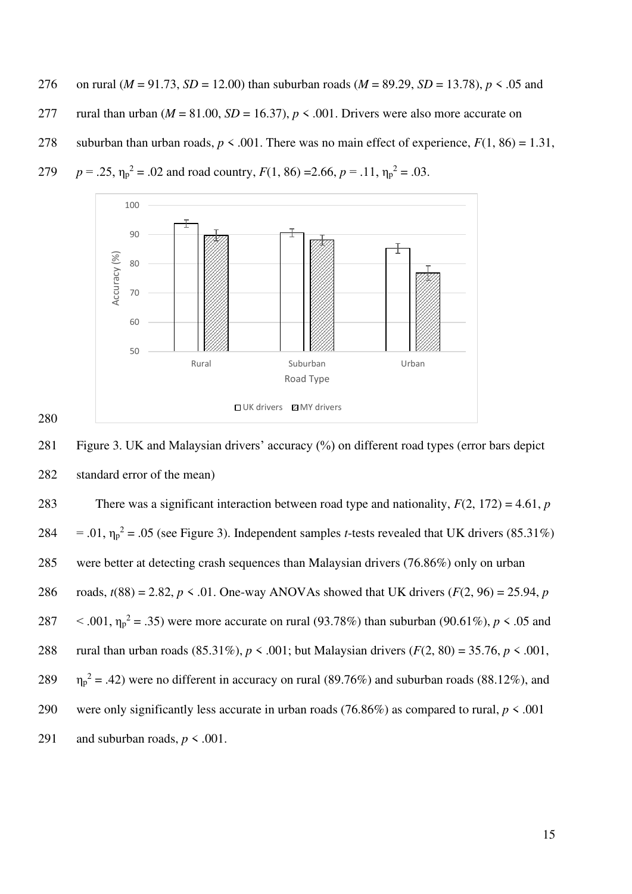on rural ($M = 91.73$, $SD = 12.00$) than suburban roads ($M = 89.29$, $SD = 13.78$), $p < .05$ and rural than urban ($M = 81.00$, $SD = 16.37$), $p < .001$. Drivers were also more accurate on suburban than urban roads, $p < .001$. There was no main effect of experience, $F(1, 86) = 1.31$, $p = .25$, $\eta_p^2 = .02$ and road country, $F(1, 86) = 2.66$, $p = .11$, $\eta_p^2 = .03$.

Figure 3. UK and Malaysian drivers' accuracy (%) on different road types (error bars depict standard error of the mean)

There was a significant interaction between road type and nationality, $F(2, 172) = 4.61$, $p = .01$, $\eta_p^2 = .05$ (see Figure 3). Independent samples *t*-tests revealed that UK drivers (85.31%) were better at detecting crash sequences than Malaysian drivers (76.86%) only on urban roads, $t(88) = 2.82$, $p < .01$. One-way ANOVAs showed that UK drivers ($F(2, 96) = 25.94$, $p < .001$, $\eta_p^2 = .35$) were more accurate on rural (93.78%) than suburban (90.61%), $p < .05$ and rural than urban roads (85.31%), $p < .001$; but Malaysian drivers ($F(2, 80) = 35.76$, $p < .001$, $\eta_p^2 = .42$) were no different in accuracy on rural (89.76%) and suburban roads (88.12%), and were only significantly less accurate in urban roads (76.86%) as compared to rural, $p < .001$ and suburban roads, $p < .001$.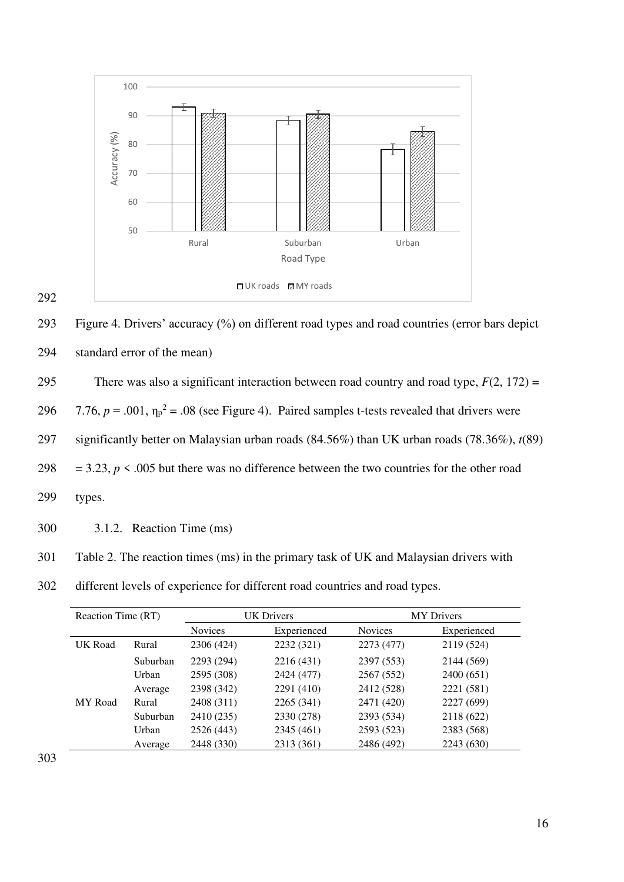Figure 4. Drivers' accuracy (%) on different road types and road countries (error bars depict standard error of the mean)

There was also a significant interaction between road country and road type, $F(2, 172) = 7.76$, $p = .001$, $\eta_p^2 = .08$ (see Figure 4). Paired samples t-tests revealed that drivers were significantly better on Malaysian urban roads (84.56%) than UK urban roads (78.36%), $t(89) = 3.23$, $p < .005$ but there was no difference between the two countries for the other road types.

### 3.1.2. Reaction Time (ms)

Table 2. The reaction times (ms) in the primary task of UK and Malaysian drivers with different levels of experience for different road countries and road types.

| Reaction Time (RT) | | UK Drivers | | MY Drivers | |
|---|---|---|---|---|---|
| | | Novices | Experienced | Novices | Experienced |
| UK Road | Rural | 2306 (424) | 2232 (321) | 2273 (477) | 2119 (524) |
| | Suburban | 2293 (294) | 2216 (431) | 2397 (553) | 2144 (569) |
| | Urban | 2595 (308) | 2424 (477) | 2567 (552) | 2400 (651) |
| | Average | 2398 (342) | 2291 (410) | 2412 (528) | 2221 (581) |
| MY Road | Rural | 2408 (311) | 2265 (341) | 2471 (420) | 2227 (699) |
| | Suburban | 2410 (235) | 2330 (278) | 2393 (534) | 2118 (622) |
| | Urban | 2526 (443) | 2345 (461) | 2593 (523) | 2383 (568) |
| | Average | 2448 (330) | 2313 (361) | 2486 (492) | 2243 (630) |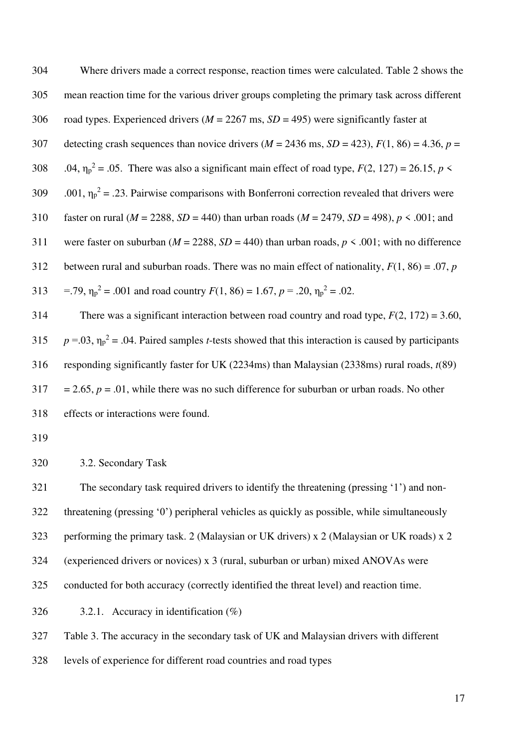Where drivers made a correct response, reaction times were calculated. Table 2 shows the mean reaction time for the various driver groups completing the primary task across different road types. Experienced drivers (*M* = 2267 ms, *SD* = 495) were significantly faster at detecting crash sequences than novice drivers (*M* = 2436 ms, *SD* = 423), $F(1, 86) = 4.36$, $p = .04$, $\eta_p^2 = .05$. There was also a significant main effect of road type, $F(2, 127) = 26.15$, $p < .001$, $\eta_p^2 = .23$. Pairwise comparisons with Bonferroni correction revealed that drivers were faster on rural (*M* = 2288, *SD* = 440) than urban roads (*M* = 2479, *SD* = 498), $p < .001$; and were faster on suburban (*M* = 2288, *SD* = 440) than urban roads, $p < .001$; with no difference between rural and suburban roads. There was no main effect of nationality, $F(1, 86) = .07$, $p = .79$, $\eta_p^2 = .001$ and road country $F(1, 86) = 1.67$, $p = .20$, $\eta_p^2 = .02$.

There was a significant interaction between road country and road type, $F(2, 172) = 3.60$, $p = .03$, $\eta_p^2 = .04$. Paired samples *t*-tests showed that this interaction is caused by participants responding significantly faster for UK (2234ms) than Malaysian (2338ms) rural roads, $t(89) = 2.65$, $p = .01$, while there was no such difference for suburban or urban roads. No other effects or interactions were found.

### 3.2. Secondary Task

The secondary task required drivers to identify the threatening (pressing '1') and non-threatening (pressing '0') peripheral vehicles as quickly as possible, while simultaneously performing the primary task. 2 (Malaysian or UK drivers) x 2 (Malaysian or UK roads) x 2 (experienced drivers or novices) x 3 (rural, suburban or urban) mixed ANOVAs were conducted for both accuracy (correctly identified the threat level) and reaction time.

#### 3.2.1. Accuracy in identification (%)

Table 3. The accuracy in the secondary task of UK and Malaysian drivers with different levels of experience for different road countries and road types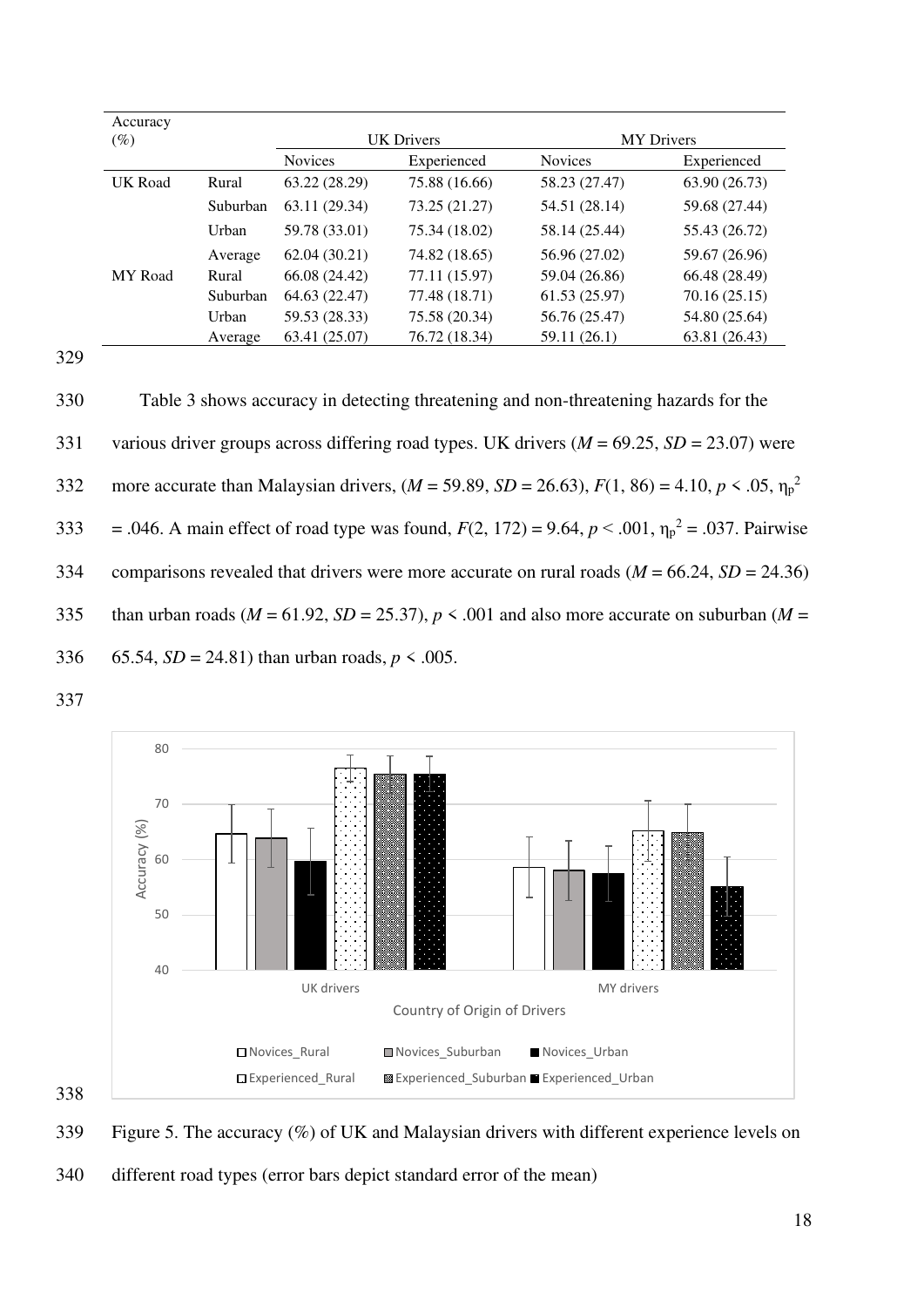| Accuracy (%) | | UK Drivers | | MY Drivers | |
|---|---|---|---|---|---|
| | | Novices | Experienced | Novices | Experienced |
| UK Road | Rural | 63.22 (28.29) | 75.88 (16.66) | 58.23 (27.47) | 63.90 (26.73) |
| | Suburban | 63.11 (29.34) | 73.25 (21.27) | 54.51 (28.14) | 59.68 (27.44) |
| | Urban | 59.78 (33.01) | 75.34 (18.02) | 58.14 (25.44) | 55.43 (26.72) |
| | Average | 62.04 (30.21) | 74.82 (18.65) | 56.96 (27.02) | 59.67 (26.96) |
| MY Road | Rural | 66.08 (24.42) | 77.11 (15.97) | 59.04 (26.86) | 66.48 (28.49) |
| | Suburban | 64.63 (22.47) | 77.48 (18.71) | 61.53 (25.97) | 70.16 (25.15) |
| | Urban | 59.53 (28.33) | 75.58 (20.34) | 56.76 (25.47) | 54.80 (25.64) |
| | Average | 63.41 (25.07) | 76.72 (18.34) | 59.11 (26.1) | 63.81 (26.43) |

Table 3 shows accuracy in detecting threatening and non-threatening hazards for the various driver groups across differing road types. UK drivers ($M$ = 69.25, $SD$ = 23.07) were more accurate than Malaysian drivers, ($M$ = 59.89, $SD$ = 26.63), $F(1, 86) = 4.10$, $p < .05$, $\eta_p^2 = .046$. A main effect of road type was found, $F(2, 172) = 9.64$, $p < .001$, $\eta_p^2 = .037$. Pairwise comparisons revealed that drivers were more accurate on rural roads ($M$ = 66.24, $SD$ = 24.36) than urban roads ($M$ = 61.92, $SD$ = 25.37), $p < .001$ and also more accurate on suburban ($M$ = 65.54, $SD$ = 24.81) than urban roads, $p < .005$.

Figure 5. The accuracy (%) of UK and Malaysian drivers with different experience levels on different road types (error bars depict standard error of the mean)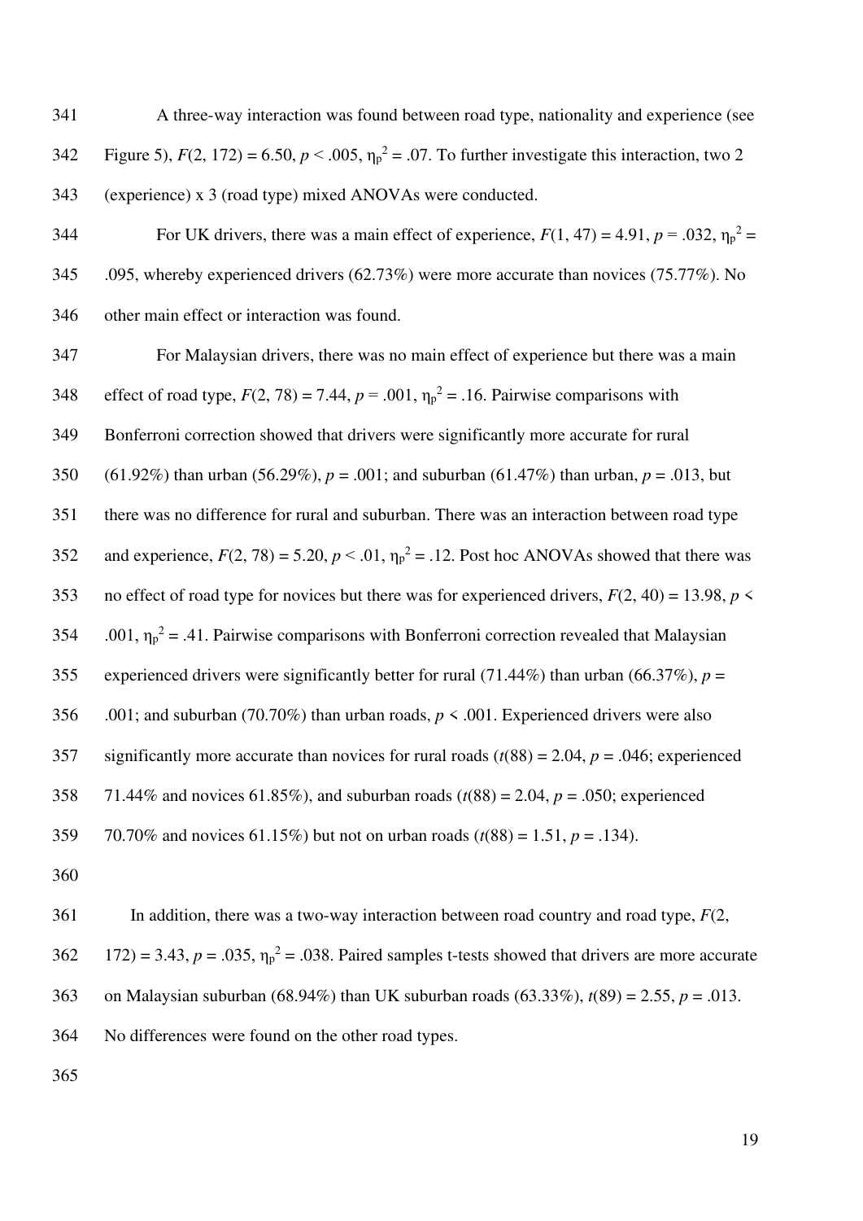A three-way interaction was found between road type, nationality and experience (see Figure 5), $F(2, 172) = 6.50$, $p < .005$, $\eta_p^2 = .07$. To further investigate this interaction, two 2 (experience) x 3 (road type) mixed ANOVAs were conducted.

For UK drivers, there was a main effect of experience, $F(1, 47) = 4.91$, $p = .032$, $\eta_p^2 = .095$, whereby experienced drivers (62.73%) were more accurate than novices (75.77%). No other main effect or interaction was found.

For Malaysian drivers, there was no main effect of experience but there was a main effect of road type, $F(2, 78) = 7.44$, $p = .001$, $\eta_p^2 = .16$. Pairwise comparisons with Bonferroni correction showed that drivers were significantly more accurate for rural (61.92%) than urban (56.29%), $p = .001$; and suburban (61.47%) than urban, $p = .013$, but there was no difference for rural and suburban. There was an interaction between road type and experience, $F(2, 78) = 5.20$, $p < .01$, $\eta_p^2 = .12$. Post hoc ANOVAs showed that there was no effect of road type for novices but there was for experienced drivers, $F(2, 40) = 13.98$, $p < .001$, $\eta_p^2 = .41$. Pairwise comparisons with Bonferroni correction revealed that Malaysian experienced drivers were significantly better for rural (71.44%) than urban (66.37%), $p = .001$; and suburban (70.70%) than urban roads, $p < .001$. Experienced drivers were also significantly more accurate than novices for rural roads ($t(88) = 2.04$, $p = .046$; experienced 71.44% and novices 61.85%), and suburban roads ($t(88) = 2.04$, $p = .050$; experienced 70.70% and novices 61.15%) but not on urban roads ($t(88) = 1.51$, $p = .134$).

In addition, there was a two-way interaction between road country and road type, $F(2, 172) = 3.43$, $p = .035$, $\eta_p^2 = .038$. Paired samples t-tests showed that drivers are more accurate on Malaysian suburban (68.94%) than UK suburban roads (63.33%), $t(89) = 2.55$, $p = .013$. No differences were found on the other road types.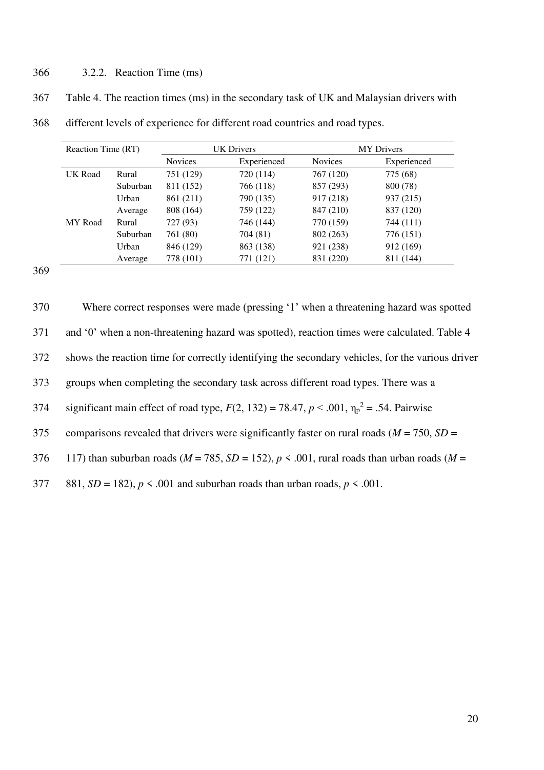### 3.2.2. Reaction Time (ms)

Table 4. The reaction times (ms) in the secondary task of UK and Malaysian drivers with different levels of experience for different road countries and road types.

| Reaction Time (RT) | | UK Drivers | | MY Drivers | |
|---|---|---|---|---|---|
| | | Novices | Experienced | Novices | Experienced |
| UK Road | Rural | 751 (129) | 720 (114) | 767 (120) | 775 (68) |
| | Suburban | 811 (152) | 766 (118) | 857 (293) | 800 (78) |
| | Urban | 861 (211) | 790 (135) | 917 (218) | 937 (215) |
| | Average | 808 (164) | 759 (122) | 847 (210) | 837 (120) |
| MY Road | Rural | 727 (93) | 746 (144) | 770 (159) | 744 (111) |
| | Suburban | 761 (80) | 704 (81) | 802 (263) | 776 (151) |
| | Urban | 846 (129) | 863 (138) | 921 (238) | 912 (169) |
| | Average | 778 (101) | 771 (121) | 831 (220) | 811 (144) |

Where correct responses were made (pressing '1' when a threatening hazard was spotted and '0' when a non-threatening hazard was spotted), reaction times were calculated. Table 4 shows the reaction time for correctly identifying the secondary vehicles, for the various driver groups when completing the secondary task across different road types. There was a significant main effect of road type, $F(2, 132) = 78.47$, $p < .001$, $\eta_p^2 = .54$. Pairwise comparisons revealed that drivers were significantly faster on rural roads ($M = 750$, $SD = 117$) than suburban roads ($M = 785$, $SD = 152$), $p < .001$, rural roads than urban roads ($M = 881$, $SD = 182$), $p < .001$ and suburban roads than urban roads, $p < .001$.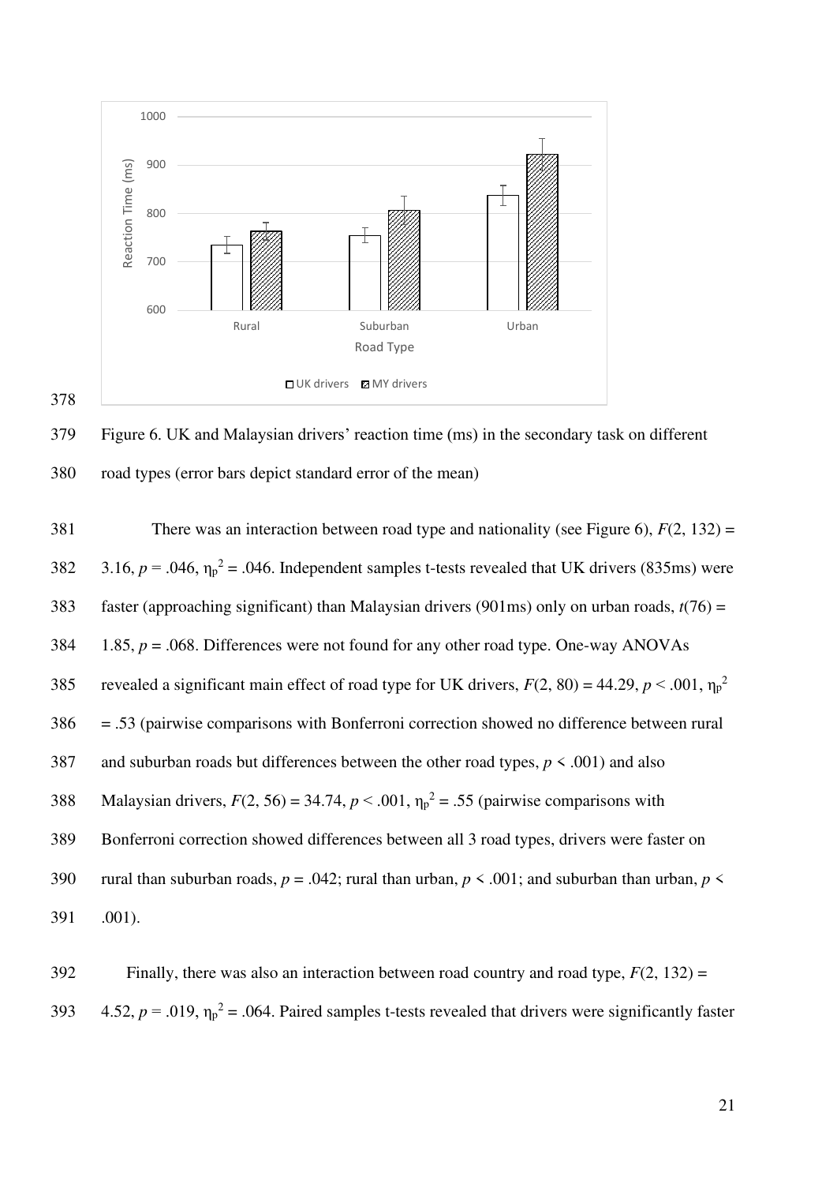Figure 6. UK and Malaysian drivers' reaction time (ms) in the secondary task on different road types (error bars depict standard error of the mean)

There was an interaction between road type and nationality (see Figure 6), $F(2, 132) = 3.16$, $p = .046$, $\eta_p^2 = .046$. Independent samples t-tests revealed that UK drivers (835ms) were faster (approaching significant) than Malaysian drivers (901ms) only on urban roads, $t(76) = 1.85$, $p = .068$. Differences were not found for any other road type. One-way ANOVAs revealed a significant main effect of road type for UK drivers, $F(2, 80) = 44.29$, $p < .001$, $\eta_p^2 = .53$ (pairwise comparisons with Bonferroni correction showed no difference between rural and suburban roads but differences between the other road types, $p < .001$) and also Malaysian drivers, $F(2, 56) = 34.74$, $p < .001$, $\eta_p^2 = .55$ (pairwise comparisons with Bonferroni correction showed differences between all 3 road types, drivers were faster on rural than suburban roads, $p = .042$; rural than urban, $p < .001$; and suburban than urban, $p < .001$).

Finally, there was also an interaction between road country and road type, $F(2, 132) = 4.52$, $p = .019$, $\eta_p^2 = .064$. Paired samples t-tests revealed that drivers were significantly faster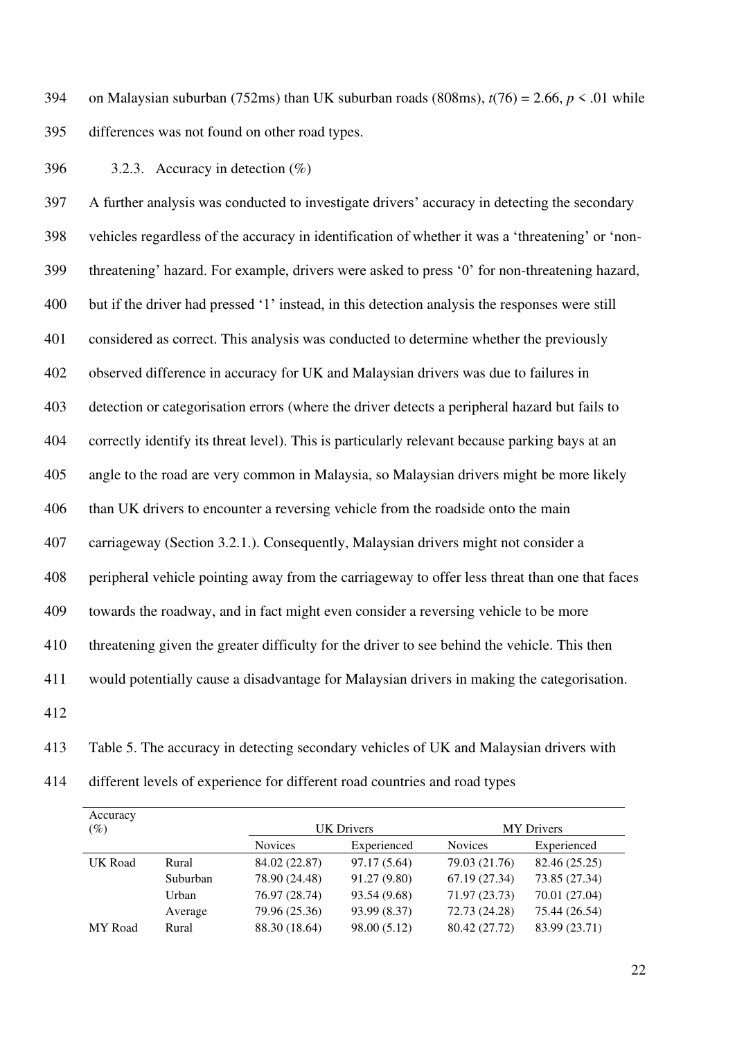on Malaysian suburban (752ms) than UK suburban roads (808ms), $t(76) = 2.66$, $p < .01$ while differences was not found on other road types.

### 3.2.3. Accuracy in detection (%)

A further analysis was conducted to investigate drivers' accuracy in detecting the secondary vehicles regardless of the accuracy in identification of whether it was a 'threatening' or 'non-threatening' hazard. For example, drivers were asked to press '0' for non-threatening hazard, but if the driver had pressed '1' instead, in this detection analysis the responses were still considered as correct. This analysis was conducted to determine whether the previously observed difference in accuracy for UK and Malaysian drivers was due to failures in detection or categorisation errors (where the driver detects a peripheral hazard but fails to correctly identify its threat level). This is particularly relevant because parking bays at an angle to the road are very common in Malaysia, so Malaysian drivers might be more likely than UK drivers to encounter a reversing vehicle from the roadside onto the main carriageway (Section 3.2.1.). Consequently, Malaysian drivers might not consider a peripheral vehicle pointing away from the carriageway to offer less threat than one that faces towards the roadway, and in fact might even consider a reversing vehicle to be more threatening given the greater difficulty for the driver to see behind the vehicle. This then would potentially cause a disadvantage for Malaysian drivers in making the categorisation.

Table 5. The accuracy in detecting secondary vehicles of UK and Malaysian drivers with different levels of experience for different road countries and road types

| Accuracy (%) | | UK Drivers | | MY Drivers | |
|---|---|---|---|---|---|
| | | Novices | Experienced | Novices | Experienced |
| UK Road | Rural | 84.02 (22.87) | 97.17 (5.64) | 79.03 (21.76) | 82.46 (25.25) |
| | Suburban | 78.90 (24.48) | 91.27 (9.80) | 67.19 (27.34) | 73.85 (27.34) |
| | Urban | 76.97 (28.74) | 93.54 (9.68) | 71.97 (23.73) | 70.01 (27.04) |
| | Average | 79.96 (25.36) | 93.99 (8.37) | 72.73 (24.28) | 75.44 (26.54) |
| MY Road | Rural | 88.30 (18.64) | 98.00 (5.12) | 80.42 (27.72) | 83.99 (23.71) |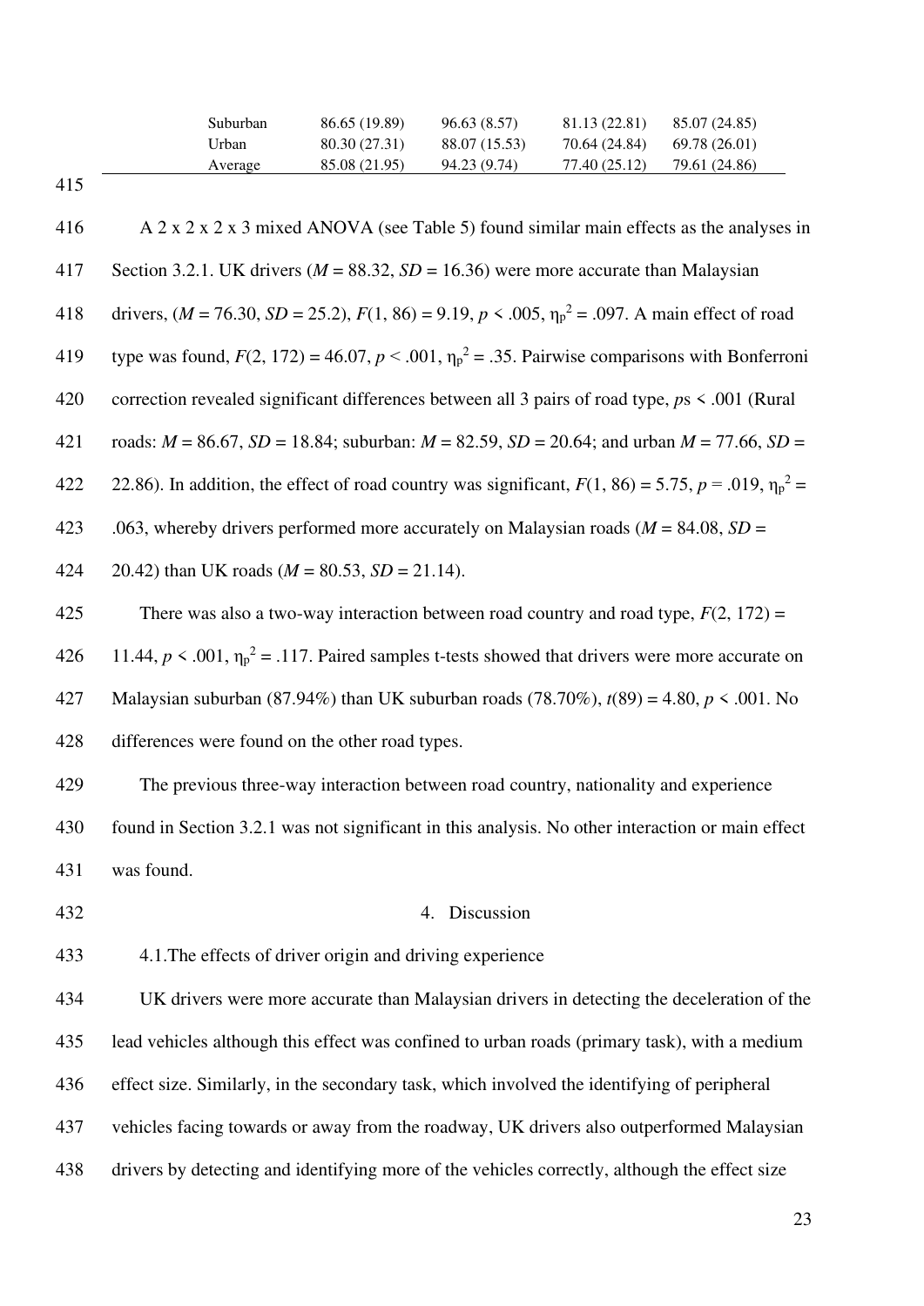| | | | | |
|---|---|---|---|---|
| Suburban | 86.65 (19.89) | 96.63 (8.57) | 81.13 (22.81) | 85.07 (24.85) |
| Urban | 80.30 (27.31) | 88.07 (15.53) | 70.64 (24.84) | 69.78 (26.01) |
| Average | 85.08 (21.95) | 94.23 (9.74) | 77.40 (25.12) | 79.61 (24.86) |

A 2 x 2 x 2 x 3 mixed ANOVA (see Table 5) found similar main effects as the analyses in Section 3.2.1. UK drivers (*M* = 88.32, *SD* = 16.36) were more accurate than Malaysian drivers, (*M* = 76.30, *SD* = 25.2), $F(1, 86) = 9.19$, $p < .005$, $\eta_p^2 = .097$. A main effect of road type was found, $F(2, 172) = 46.07$, $p < .001$, $\eta_p^2 = .35$. Pairwise comparisons with Bonferroni correction revealed significant differences between all 3 pairs of road type, *p*s < .001 (Rural roads: *M* = 86.67, *SD* = 18.84; suburban: *M* = 82.59, *SD* = 20.64; and urban *M* = 77.66, *SD* = 22.86). In addition, the effect of road country was significant, $F(1, 86) = 5.75$, $p = .019$, $\eta_p^2 = .063$, whereby drivers performed more accurately on Malaysian roads (*M* = 84.08, *SD* = 20.42) than UK roads (*M* = 80.53, *SD* = 21.14).

There was also a two-way interaction between road country and road type, $F(2, 172) = 11.44$, $p < .001$, $\eta_p^2 = .117$. Paired samples t-tests showed that drivers were more accurate on Malaysian suburban (87.94%) than UK suburban roads (78.70%), $t(89) = 4.80$, $p < .001$. No differences were found on the other road types.

The previous three-way interaction between road country, nationality and experience found in Section 3.2.1 was not significant in this analysis. No other interaction or main effect was found.

# 4. Discussion

## 4.1. The effects of driver origin and driving experience

UK drivers were more accurate than Malaysian drivers in detecting the deceleration of the lead vehicles although this effect was confined to urban roads (primary task), with a medium effect size. Similarly, in the secondary task, which involved the identifying of peripheral vehicles facing towards or away from the roadway, UK drivers also outperformed Malaysian drivers by detecting and identifying more of the vehicles correctly, although the effect size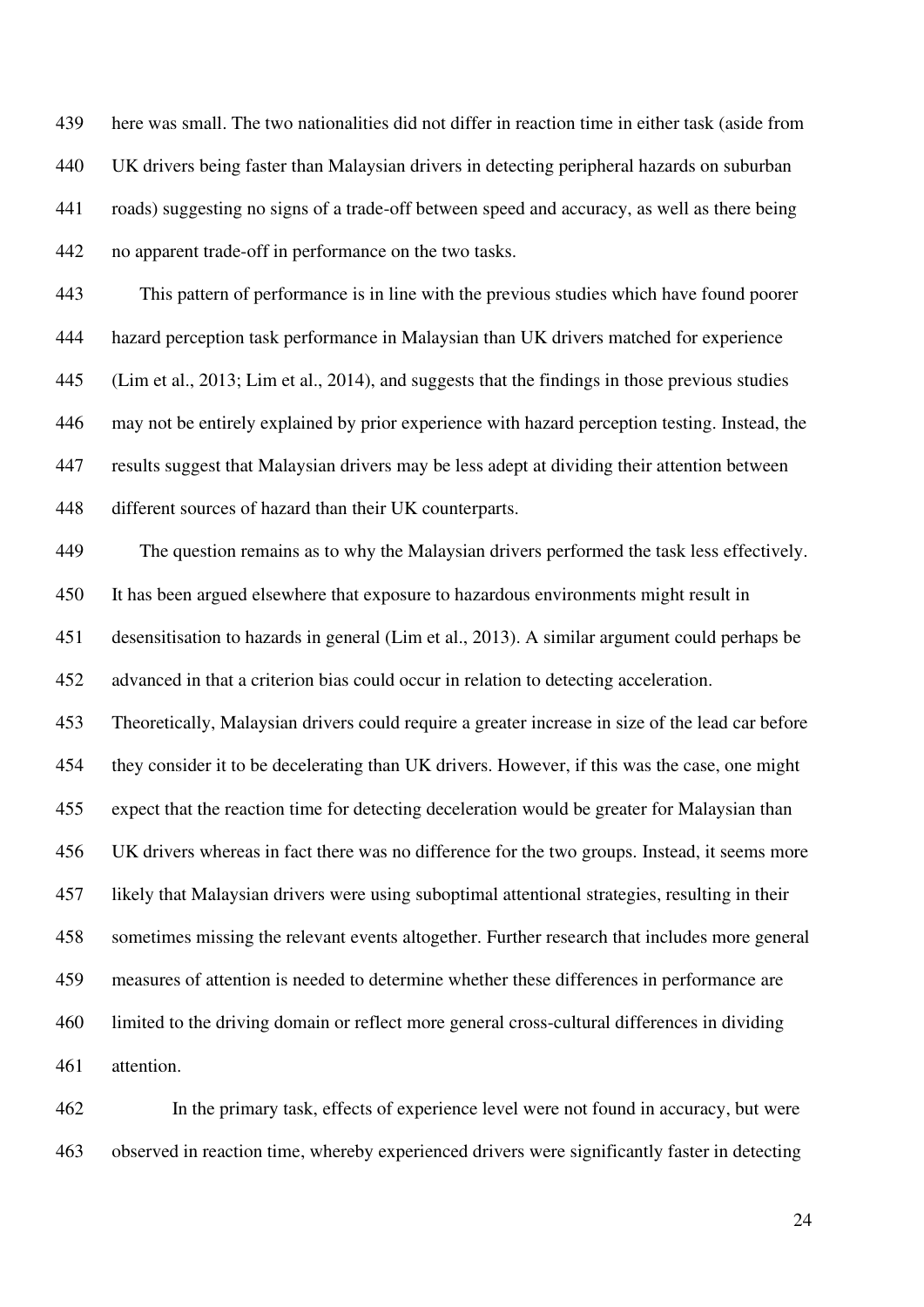here was small. The two nationalities did not differ in reaction time in either task (aside from UK drivers being faster than Malaysian drivers in detecting peripheral hazards on suburban roads) suggesting no signs of a trade-off between speed and accuracy, as well as there being no apparent trade-off in performance on the two tasks.

This pattern of performance is in line with the previous studies which have found poorer hazard perception task performance in Malaysian than UK drivers matched for experience (Lim et al., 2013; Lim et al., 2014), and suggests that the findings in those previous studies may not be entirely explained by prior experience with hazard perception testing. Instead, the results suggest that Malaysian drivers may be less adept at dividing their attention between different sources of hazard than their UK counterparts.

The question remains as to why the Malaysian drivers performed the task less effectively. It has been argued elsewhere that exposure to hazardous environments might result in desensitisation to hazards in general (Lim et al., 2013). A similar argument could perhaps be advanced in that a criterion bias could occur in relation to detecting acceleration. Theoretically, Malaysian drivers could require a greater increase in size of the lead car before they consider it to be decelerating than UK drivers. However, if this was the case, one might expect that the reaction time for detecting deceleration would be greater for Malaysian than UK drivers whereas in fact there was no difference for the two groups. Instead, it seems more likely that Malaysian drivers were using suboptimal attentional strategies, resulting in their sometimes missing the relevant events altogether. Further research that includes more general measures of attention is needed to determine whether these differences in performance are limited to the driving domain or reflect more general cross-cultural differences in dividing attention.

In the primary task, effects of experience level were not found in accuracy, but were observed in reaction time, whereby experienced drivers were significantly faster in detecting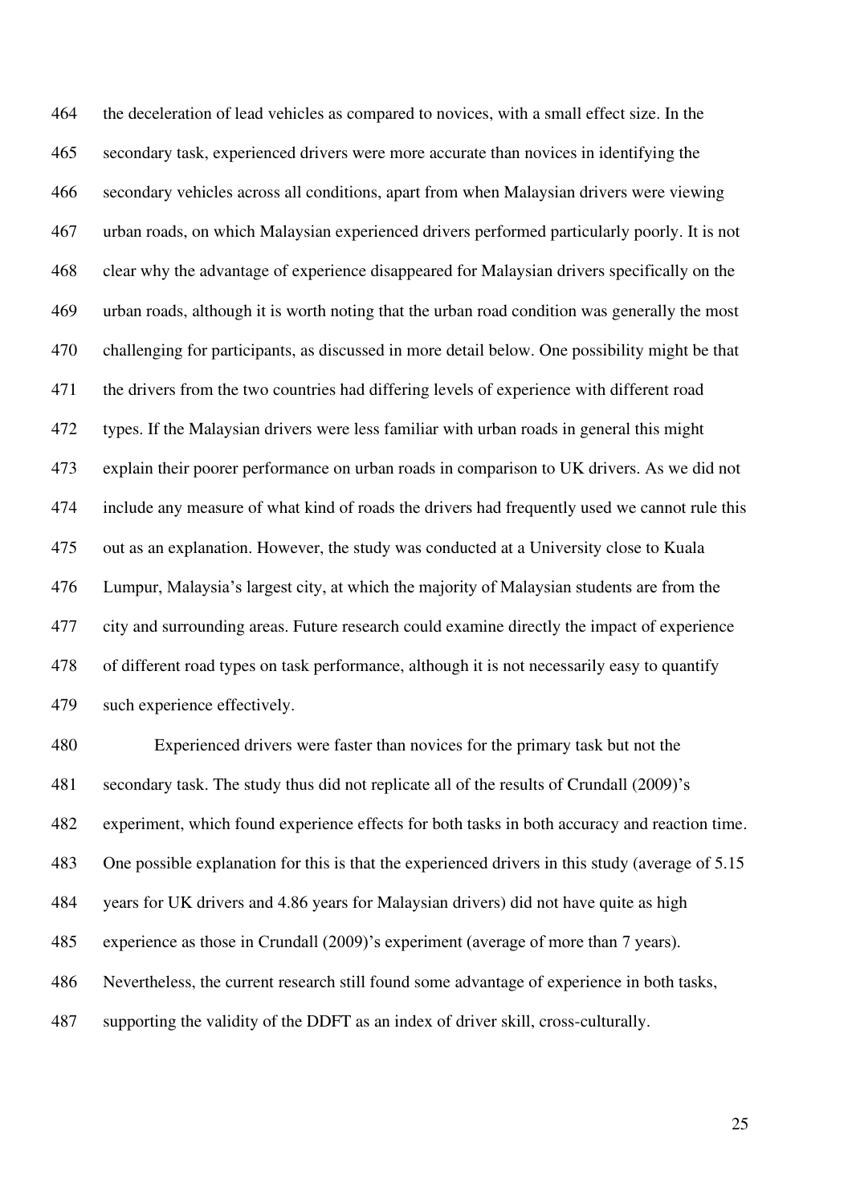the deceleration of lead vehicles as compared to novices, with a small effect size. In the secondary task, experienced drivers were more accurate than novices in identifying the secondary vehicles across all conditions, apart from when Malaysian drivers were viewing urban roads, on which Malaysian experienced drivers performed particularly poorly. It is not clear why the advantage of experience disappeared for Malaysian drivers specifically on the urban roads, although it is worth noting that the urban road condition was generally the most challenging for participants, as discussed in more detail below. One possibility might be that the drivers from the two countries had differing levels of experience with different road types. If the Malaysian drivers were less familiar with urban roads in general this might explain their poorer performance on urban roads in comparison to UK drivers. As we did not include any measure of what kind of roads the drivers had frequently used we cannot rule this out as an explanation. However, the study was conducted at a University close to Kuala Lumpur, Malaysia's largest city, at which the majority of Malaysian students are from the city and surrounding areas. Future research could examine directly the impact of experience of different road types on task performance, although it is not necessarily easy to quantify such experience effectively.

Experienced drivers were faster than novices for the primary task but not the secondary task. The study thus did not replicate all of the results of Crundall (2009)'s experiment, which found experience effects for both tasks in both accuracy and reaction time. One possible explanation for this is that the experienced drivers in this study (average of 5.15 years for UK drivers and 4.86 years for Malaysian drivers) did not have quite as high experience as those in Crundall (2009)'s experiment (average of more than 7 years). Nevertheless, the current research still found some advantage of experience in both tasks, supporting the validity of the DDFT as an index of driver skill, cross-culturally.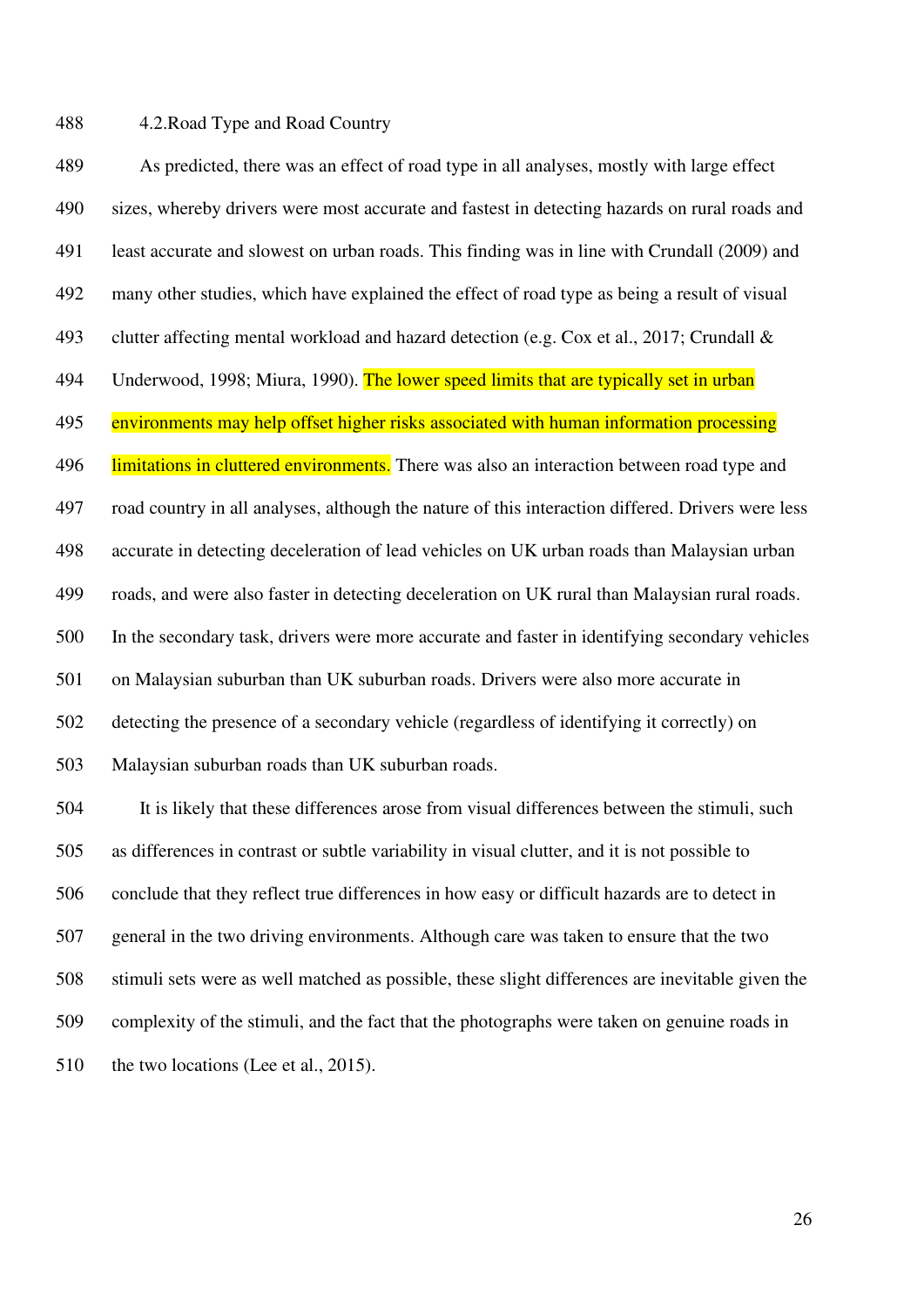### 4.2. Road Type and Road Country

As predicted, there was an effect of road type in all analyses, mostly with large effect sizes, whereby drivers were most accurate and fastest in detecting hazards on rural roads and least accurate and slowest on urban roads. This finding was in line with Crundall (2009) and many other studies, which have explained the effect of road type as being a result of visual clutter affecting mental workload and hazard detection (e.g. Cox et al., 2017; Crundall & Underwood, 1998; Miura, 1990). The lower speed limits that are typically set in urban environments may help offset higher risks associated with human information processing limitations in cluttered environments. There was also an interaction between road type and road country in all analyses, although the nature of this interaction differed. Drivers were less accurate in detecting deceleration of lead vehicles on UK urban roads than Malaysian urban roads, and were also faster in detecting deceleration on UK rural than Malaysian rural roads. In the secondary task, drivers were more accurate and faster in identifying secondary vehicles on Malaysian suburban than UK suburban roads. Drivers were also more accurate in detecting the presence of a secondary vehicle (regardless of identifying it correctly) on Malaysian suburban roads than UK suburban roads.

It is likely that these differences arose from visual differences between the stimuli, such as differences in contrast or subtle variability in visual clutter, and it is not possible to conclude that they reflect true differences in how easy or difficult hazards are to detect in general in the two driving environments. Although care was taken to ensure that the two stimuli sets were as well matched as possible, these slight differences are inevitable given the complexity of the stimuli, and the fact that the photographs were taken on genuine roads in the two locations (Lee et al., 2015).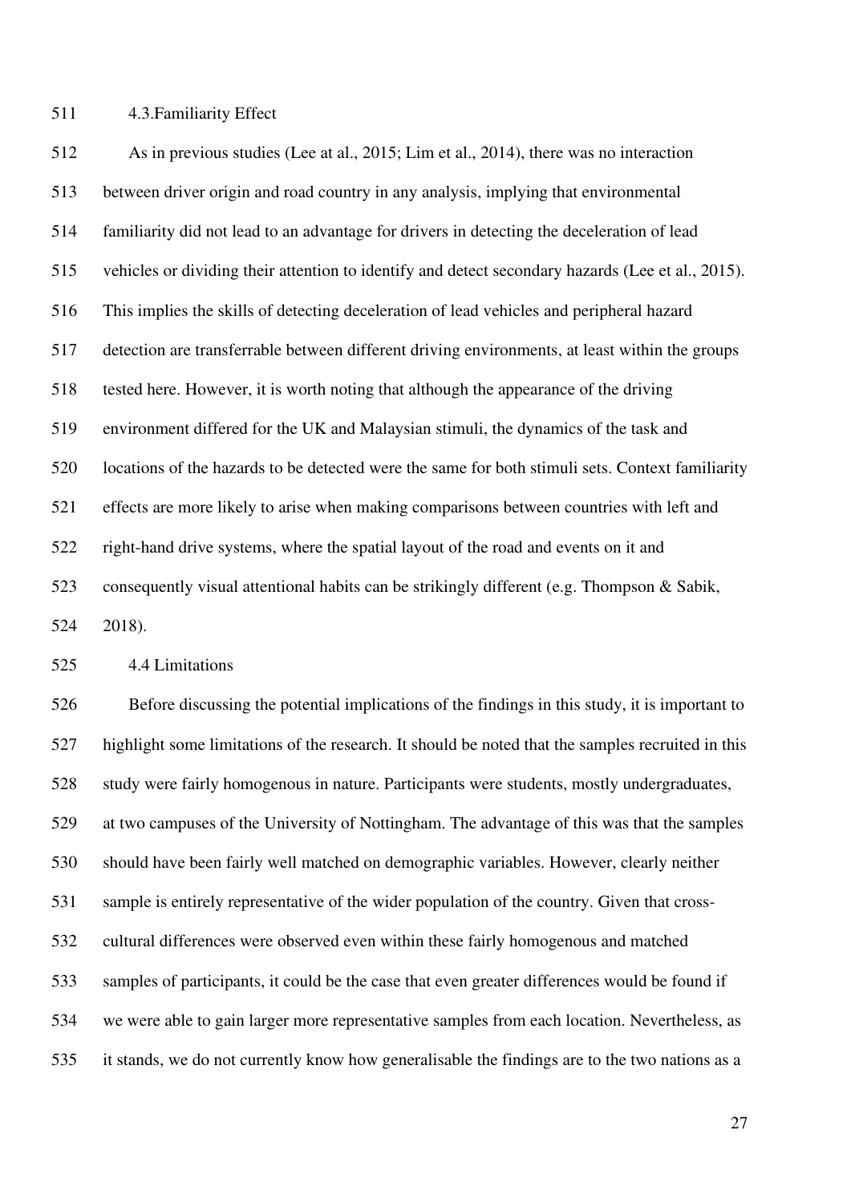### 4.3. Familiarity Effect

As in previous studies (Lee at al., 2015; Lim et al., 2014), there was no interaction between driver origin and road country in any analysis, implying that environmental familiarity did not lead to an advantage for drivers in detecting the deceleration of lead vehicles or dividing their attention to identify and detect secondary hazards (Lee et al., 2015). This implies the skills of detecting deceleration of lead vehicles and peripheral hazard detection are transferrable between different driving environments, at least within the groups tested here. However, it is worth noting that although the appearance of the driving environment differed for the UK and Malaysian stimuli, the dynamics of the task and locations of the hazards to be detected were the same for both stimuli sets. Context familiarity effects are more likely to arise when making comparisons between countries with left and right-hand drive systems, where the spatial layout of the road and events on it and consequently visual attentional habits can be strikingly different (e.g. Thompson & Sabik, 2018).

### 4.4 Limitations

Before discussing the potential implications of the findings in this study, it is important to highlight some limitations of the research. It should be noted that the samples recruited in this study were fairly homogenous in nature. Participants were students, mostly undergraduates, at two campuses of the University of Nottingham. The advantage of this was that the samples should have been fairly well matched on demographic variables. However, clearly neither sample is entirely representative of the wider population of the country. Given that cross-cultural differences were observed even within these fairly homogenous and matched samples of participants, it could be the case that even greater differences would be found if we were able to gain larger more representative samples from each location. Nevertheless, as it stands, we do not currently know how generalisable the findings are to the two nations as a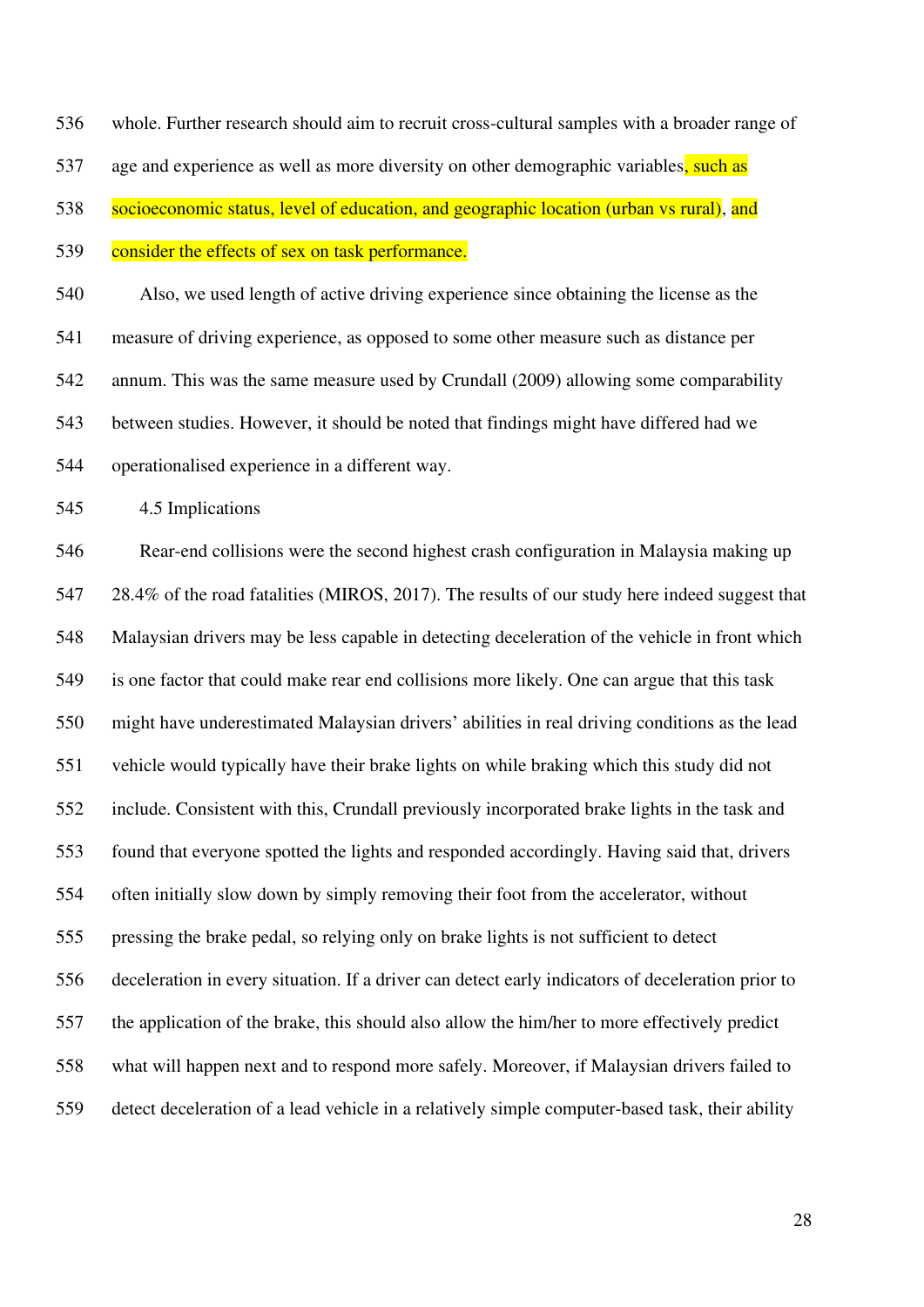whole. Further research should aim to recruit cross-cultural samples with a broader range of age and experience as well as more diversity on other demographic variables, such as socioeconomic status, level of education, and geographic location (urban vs rural), and consider the effects of sex on task performance.

Also, we used length of active driving experience since obtaining the license as the measure of driving experience, as opposed to some other measure such as distance per annum. This was the same measure used by Crundall (2009) allowing some comparability between studies. However, it should be noted that findings might have differed had we operationalised experience in a different way.

### 4.5 Implications

Rear-end collisions were the second highest crash configuration in Malaysia making up 28.4% of the road fatalities (MIROS, 2017). The results of our study here indeed suggest that Malaysian drivers may be less capable in detecting deceleration of the vehicle in front which is one factor that could make rear end collisions more likely. One can argue that this task might have underestimated Malaysian drivers' abilities in real driving conditions as the lead vehicle would typically have their brake lights on while braking which this study did not include. Consistent with this, Crundall previously incorporated brake lights in the task and found that everyone spotted the lights and responded accordingly. Having said that, drivers often initially slow down by simply removing their foot from the accelerator, without pressing the brake pedal, so relying only on brake lights is not sufficient to detect deceleration in every situation. If a driver can detect early indicators of deceleration prior to the application of the brake, this should also allow the him/her to more effectively predict what will happen next and to respond more safely. Moreover, if Malaysian drivers failed to detect deceleration of a lead vehicle in a relatively simple computer-based task, their ability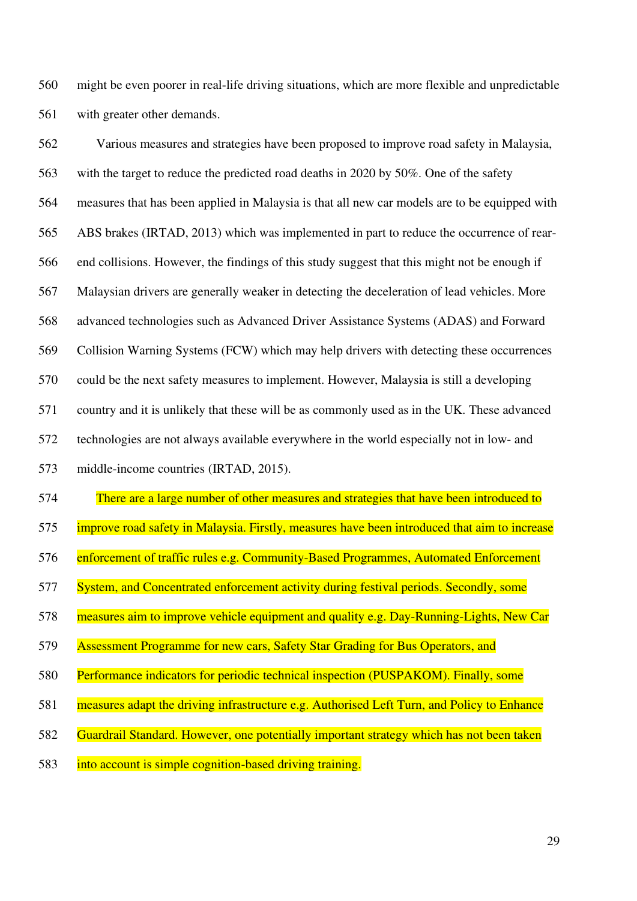might be even poorer in real-life driving situations, which are more flexible and unpredictable with greater other demands.

Various measures and strategies have been proposed to improve road safety in Malaysia, with the target to reduce the predicted road deaths in 2020 by 50%. One of the safety measures that has been applied in Malaysia is that all new car models are to be equipped with ABS brakes (IRTAD, 2013) which was implemented in part to reduce the occurrence of rear-end collisions. However, the findings of this study suggest that this might not be enough if Malaysian drivers are generally weaker in detecting the deceleration of lead vehicles. More advanced technologies such as Advanced Driver Assistance Systems (ADAS) and Forward Collision Warning Systems (FCW) which may help drivers with detecting these occurrences could be the next safety measures to implement. However, Malaysia is still a developing country and it is unlikely that these will be as commonly used as in the UK. These advanced technologies are not always available everywhere in the world especially not in low- and middle-income countries (IRTAD, 2015).

There are a large number of other measures and strategies that have been introduced to improve road safety in Malaysia. Firstly, measures have been introduced that aim to increase enforcement of traffic rules e.g. Community-Based Programmes, Automated Enforcement System, and Concentrated enforcement activity during festival periods. Secondly, some measures aim to improve vehicle equipment and quality e.g. Day-Running-Lights, New Car Assessment Programme for new cars, Safety Star Grading for Bus Operators, and Performance indicators for periodic technical inspection (PUSPAKOM). Finally, some measures adapt the driving infrastructure e.g. Authorised Left Turn, and Policy to Enhance Guardrail Standard. However, one potentially important strategy which has not been taken into account is simple cognition-based driving training.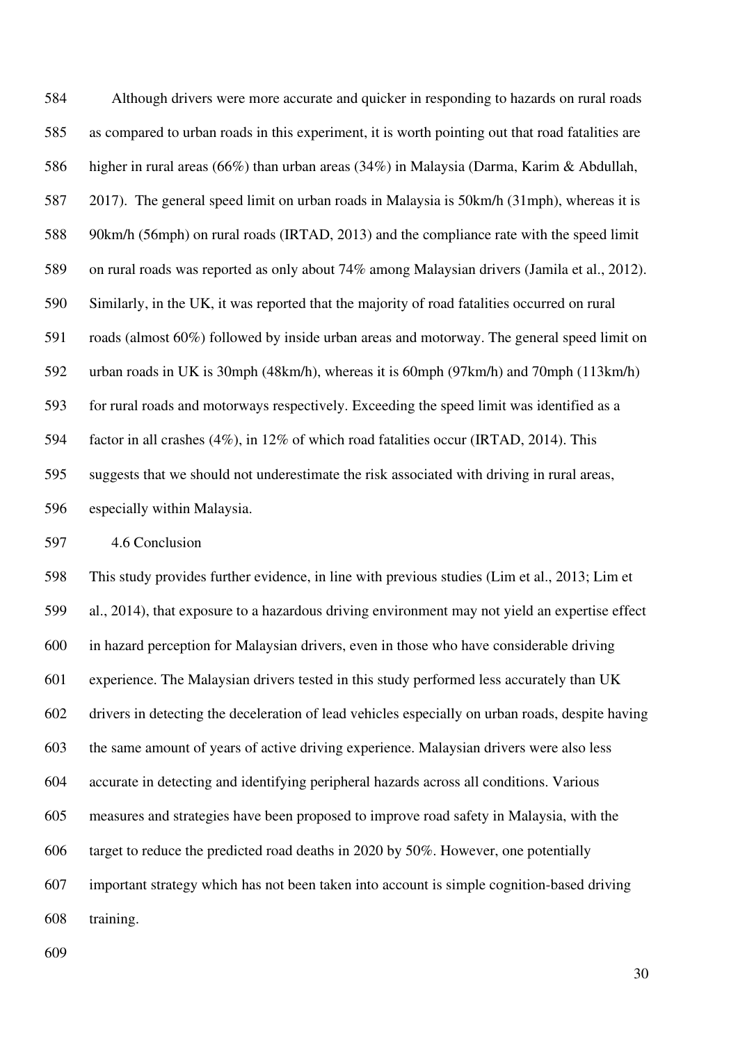Although drivers were more accurate and quicker in responding to hazards on rural roads as compared to urban roads in this experiment, it is worth pointing out that road fatalities are higher in rural areas (66%) than urban areas (34%) in Malaysia (Darma, Karim & Abdullah, 2017). The general speed limit on urban roads in Malaysia is 50km/h (31mph), whereas it is 90km/h (56mph) on rural roads (IRTAD, 2013) and the compliance rate with the speed limit on rural roads was reported as only about 74% among Malaysian drivers (Jamila et al., 2012). Similarly, in the UK, it was reported that the majority of road fatalities occurred on rural roads (almost 60%) followed by inside urban areas and motorway. The general speed limit on urban roads in UK is 30mph (48km/h), whereas it is 60mph (97km/h) and 70mph (113km/h) for rural roads and motorways respectively. Exceeding the speed limit was identified as a factor in all crashes (4%), in 12% of which road fatalities occur (IRTAD, 2014). This suggests that we should not underestimate the risk associated with driving in rural areas, especially within Malaysia.

## 4.6 Conclusion

This study provides further evidence, in line with previous studies (Lim et al., 2013; Lim et al., 2014), that exposure to a hazardous driving environment may not yield an expertise effect in hazard perception for Malaysian drivers, even in those who have considerable driving experience. The Malaysian drivers tested in this study performed less accurately than UK drivers in detecting the deceleration of lead vehicles especially on urban roads, despite having the same amount of years of active driving experience. Malaysian drivers were also less accurate in detecting and identifying peripheral hazards across all conditions. Various measures and strategies have been proposed to improve road safety in Malaysia, with the target to reduce the predicted road deaths in 2020 by 50%. However, one potentially important strategy which has not been taken into account is simple cognition-based driving training.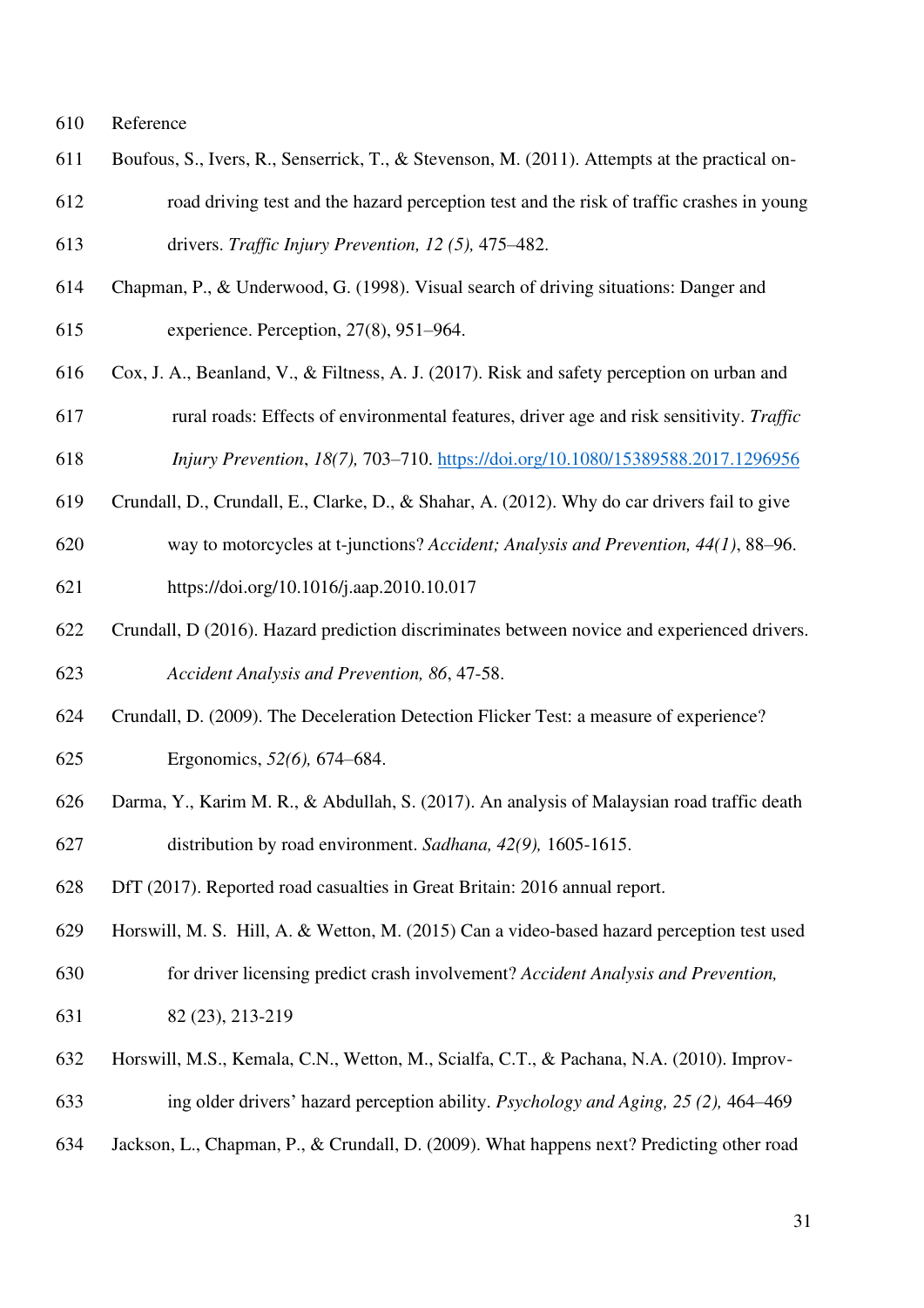Reference

Boufous, S., Ivers, R., Senserrick, T., & Stevenson, M. (2011). Attempts at the practical on-road driving test and the hazard perception test and the risk of traffic crashes in young drivers. *Traffic Injury Prevention, 12 (5),* 475–482.

Chapman, P., & Underwood, G. (1998). Visual search of driving situations: Danger and experience. Perception, 27(8), 951–964.

Cox, J. A., Beanland, V., & Filtness, A. J. (2017). Risk and safety perception on urban and rural roads: Effects of environmental features, driver age and risk sensitivity. *Traffic Injury Prevention*, *18(7),* 703–710. https://doi.org/10.1080/15389588.2017.1296956

Crundall, D., Crundall, E., Clarke, D., & Shahar, A. (2012). Why do car drivers fail to give way to motorcycles at t-junctions? *Accident; Analysis and Prevention, 44(1)*, 88–96. https://doi.org/10.1016/j.aap.2010.10.017

Crundall, D (2016). Hazard prediction discriminates between novice and experienced drivers. *Accident Analysis and Prevention, 86*, 47-58.

Crundall, D. (2009). The Deceleration Detection Flicker Test: a measure of experience? Ergonomics, *52(6),* 674–684.

Darma, Y., Karim M. R., & Abdullah, S. (2017). An analysis of Malaysian road traffic death distribution by road environment. *Sadhana, 42(9),* 1605-1615.

DfT (2017). Reported road casualties in Great Britain: 2016 annual report.

Horswill, M. S. Hill, A. & Wetton, M. (2015) Can a video-based hazard perception test used for driver licensing predict crash involvement? *Accident Analysis and Prevention,* 82 (23), 213-219

Horswill, M.S., Kemala, C.N., Wetton, M., Scialfa, C.T., & Pachana, N.A. (2010). Improving older drivers' hazard perception ability. *Psychology and Aging, 25 (2),* 464–469

Jackson, L., Chapman, P., & Crundall, D. (2009). What happens next? Predicting other road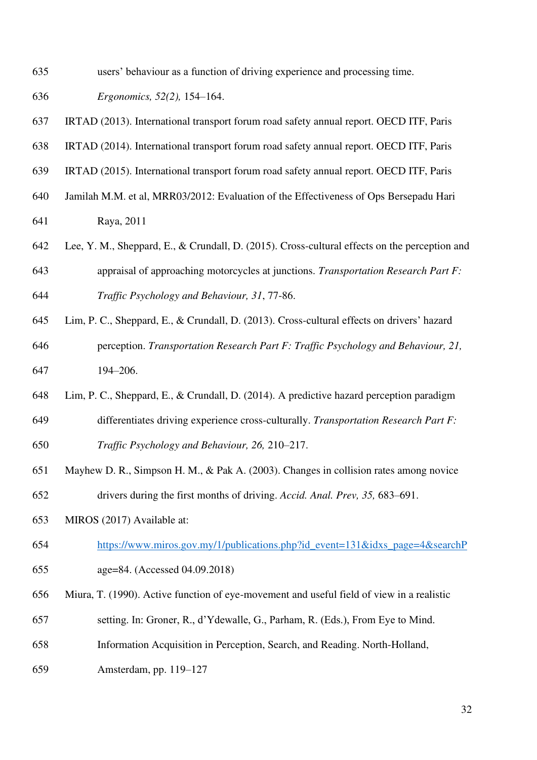users' behaviour as a function of driving experience and processing time. *Ergonomics, 52(2),* 154–164.

IRTAD (2013). International transport forum road safety annual report. OECD ITF, Paris

IRTAD (2014). International transport forum road safety annual report. OECD ITF, Paris

IRTAD (2015). International transport forum road safety annual report. OECD ITF, Paris

Jamilah M.M. et al, MRR03/2012: Evaluation of the Effectiveness of Ops Bersepadu Hari Raya, 2011

Lee, Y. M., Sheppard, E., & Crundall, D. (2015). Cross-cultural effects on the perception and appraisal of approaching motorcycles at junctions. *Transportation Research Part F: Traffic Psychology and Behaviour, 31*, 77-86.

Lim, P. C., Sheppard, E., & Crundall, D. (2013). Cross-cultural effects on drivers' hazard perception. *Transportation Research Part F: Traffic Psychology and Behaviour, 21,* 194–206.

Lim, P. C., Sheppard, E., & Crundall, D. (2014). A predictive hazard perception paradigm differentiates driving experience cross-culturally. *Transportation Research Part F: Traffic Psychology and Behaviour, 26,* 210–217.

Mayhew D. R., Simpson H. M., & Pak A. (2003). Changes in collision rates among novice drivers during the first months of driving. *Accid. Anal. Prev, 35,* 683–691.

MIROS (2017) Available at: https://www.miros.gov.my/1/publications.php?id_event=131&idxs_page=4&searchPage=84. (Accessed 04.09.2018)

Miura, T. (1990). Active function of eye-movement and useful field of view in a realistic setting. In: Groner, R., d'Ydewalle, G., Parham, R. (Eds.), From Eye to Mind. Information Acquisition in Perception, Search, and Reading. North-Holland, Amsterdam, pp. 119–127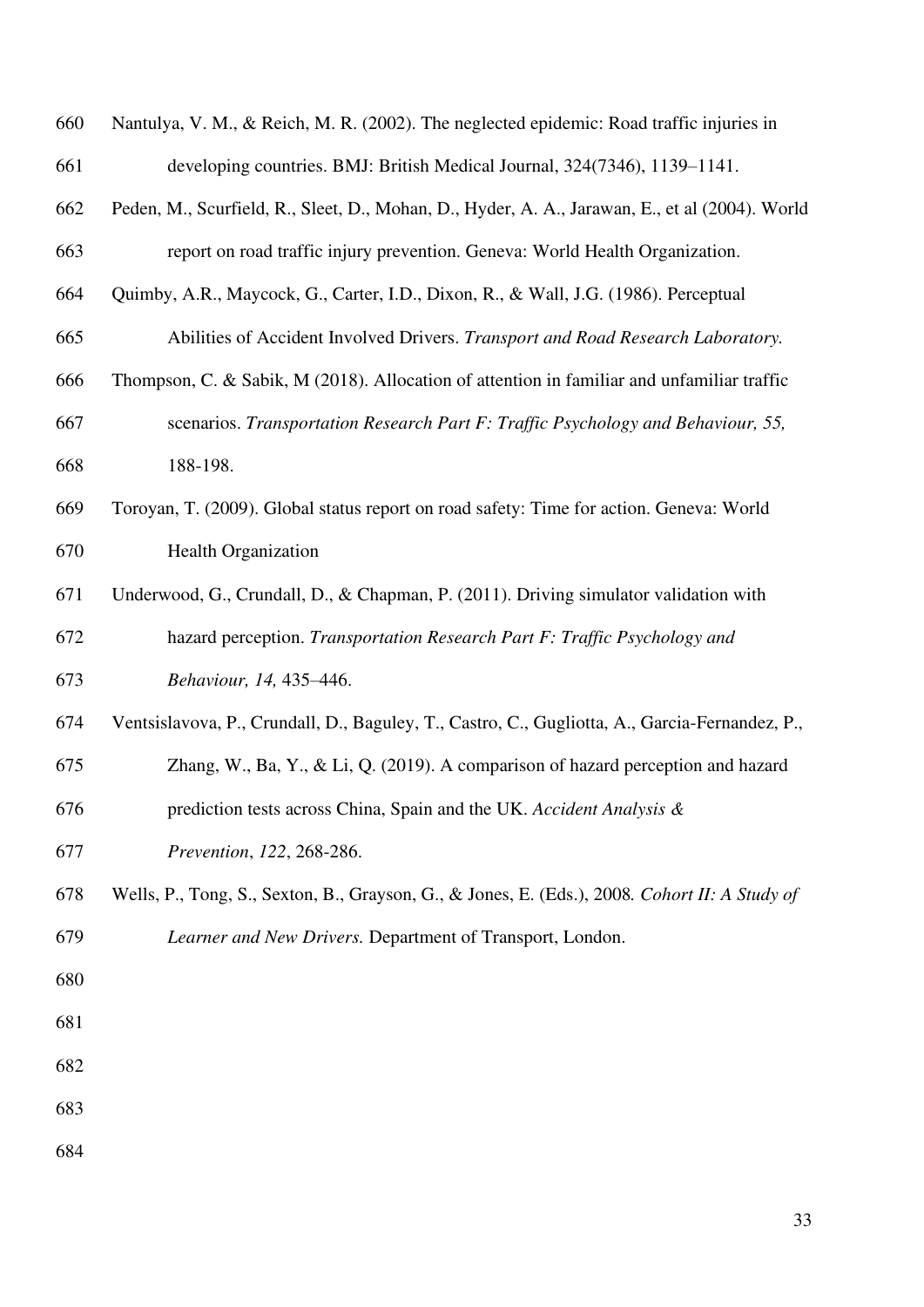Nantulya, V. M., & Reich, M. R. (2002). The neglected epidemic: Road traffic injuries in developing countries. BMJ: British Medical Journal, 324(7346), 1139–1141.

Peden, M., Scurfield, R., Sleet, D., Mohan, D., Hyder, A. A., Jarawan, E., et al (2004). World report on road traffic injury prevention. Geneva: World Health Organization.

Quimby, A.R., Maycock, G., Carter, I.D., Dixon, R., & Wall, J.G. (1986). Perceptual Abilities of Accident Involved Drivers. *Transport and Road Research Laboratory.*

Thompson, C. & Sabik, M (2018). Allocation of attention in familiar and unfamiliar traffic scenarios. *Transportation Research Part F: Traffic Psychology and Behaviour, 55,* 188-198.

Toroyan, T. (2009). Global status report on road safety: Time for action. Geneva: World Health Organization

Underwood, G., Crundall, D., & Chapman, P. (2011). Driving simulator validation with hazard perception. *Transportation Research Part F: Traffic Psychology and Behaviour, 14,* 435–446.

Ventsislavova, P., Crundall, D., Baguley, T., Castro, C., Gugliotta, A., Garcia-Fernandez, P., Zhang, W., Ba, Y., & Li, Q. (2019). A comparison of hazard perception and hazard prediction tests across China, Spain and the UK. *Accident Analysis & Prevention*, *122*, 268-286.

Wells, P., Tong, S., Sexton, B., Grayson, G., & Jones, E. (Eds.), 2008*. Cohort II: A Study of Learner and New Drivers.* Department of Transport, London.